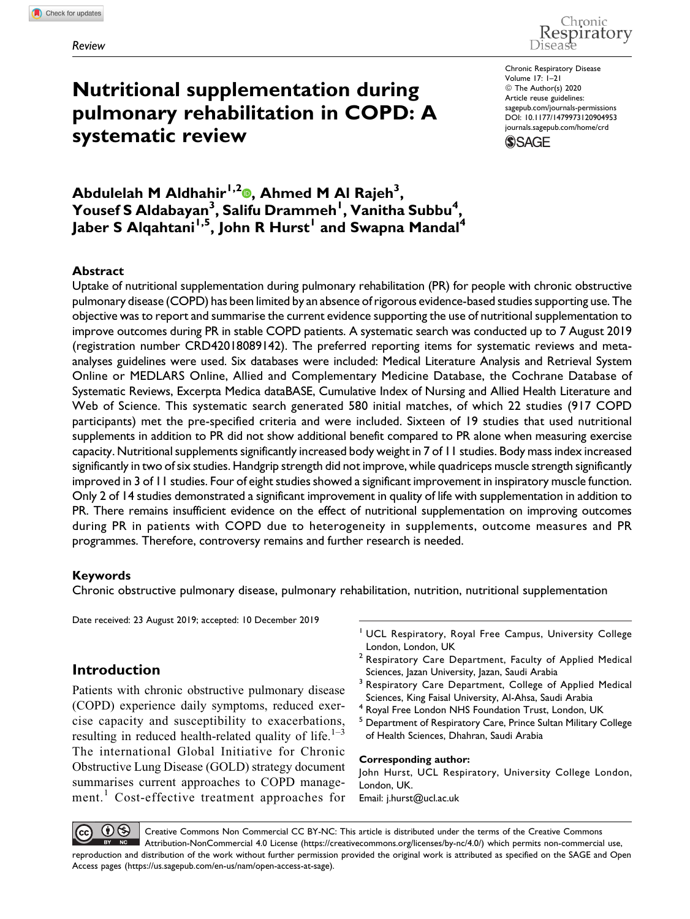Review

# Nutritional supplementation during pulmonary rehabilitation in COPD: A systematic review

Abdulelah M Aldhahir[1,2], Ahmed M Al Rajeh[3], Yousef S Aldabayan[3], Salifu Drammeh[1], Vanitha Subbu[4], Jaber S Alqahtani[1,5], John R Hurst[1] and Swapna Mandal[4]

### Abstract

Uptake of nutritional supplementation during pulmonary rehabilitation (PR) for people with chronic obstructive pulmonary disease (COPD) has been limited by an absence of rigorous evidence-based studies supporting use. The objective was to report and summarise the current evidence supporting the use of nutritional supplementation to improve outcomes during PR in stable COPD patients. A systematic search was conducted up to 7 August 2019 (registration number CRD42018089142). The preferred reporting items for systematic reviews and meta-analyses guidelines were used. Six databases were included: Medical Literature Analysis and Retrieval System Online or MEDLARS Online, Allied and Complementary Medicine Database, the Cochrane Database of Systematic Reviews, Excerpta Medica dataBASE, Cumulative Index of Nursing and Allied Health Literature and Web of Science. This systematic search generated 580 initial matches, of which 22 studies (917 COPD participants) met the pre-specified criteria and were included. Sixteen of 19 studies that used nutritional supplements in addition to PR did not show additional benefit compared to PR alone when measuring exercise capacity. Nutritional supplements significantly increased body weight in 7 of 11 studies. Body mass index increased significantly in two of six studies. Handgrip strength did not improve, while quadriceps muscle strength significantly improved in 3 of 11 studies. Four of eight studies showed a significant improvement in inspiratory muscle function. Only 2 of 14 studies demonstrated a significant improvement in quality of life with supplementation in addition to PR. There remains insufficient evidence on the effect of nutritional supplementation on improving outcomes during PR in patients with COPD due to heterogeneity in supplements, outcome measures and PR programmes. Therefore, controversy remains and further research is needed.

### Keywords

Chronic obstructive pulmonary disease, pulmonary rehabilitation, nutrition, nutritional supplementation

Date received: 23 August 2019; accepted: 10 December 2019

## Introduction

Patients with chronic obstructive pulmonary disease (COPD) experience daily symptoms, reduced exercise capacity and susceptibility to exacerbations, resulting in reduced health-related quality of life.[1–3] The international Global Initiative for Chronic Obstructive Lung Disease (GOLD) strategy document summarises current approaches to COPD management.[1] Cost-effective treatment approaches for

[1] UCL Respiratory, Royal Free Campus, University College London, London, UK
[2] Respiratory Care Department, Faculty of Applied Medical Sciences, Jazan University, Jazan, Saudi Arabia
[3] Respiratory Care Department, College of Applied Medical Sciences, King Faisal University, Al-Ahsa, Saudi Arabia
[4] Royal Free London NHS Foundation Trust, London, UK
[5] Department of Respiratory Care, Prince Sultan Military College of Health Sciences, Dhahran, Saudi Arabia

**Corresponding author:**
John Hurst, UCL Respiratory, University College London, London, UK.
Email: j.hurst@ucl.ac.uk

Creative Commons Non Commercial CC BY-NC: This article is distributed under the terms of the Creative Commons Attribution-NonCommercial 4.0 License (https://creativecommons.org/licenses/by-nc/4.0/) which permits non-commercial use, reproduction and distribution of the work without further permission provided the original work is attributed as specified on the SAGE and Open Access pages (https://us.sagepub.com/en-us/nam/open-access-at-sage).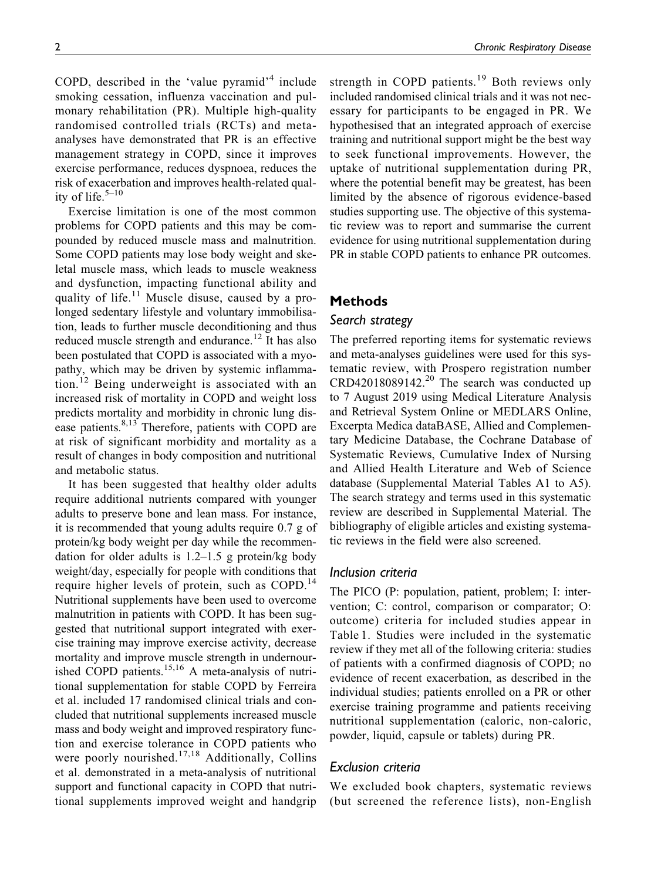COPD, described in the 'value pyramid'[4] include smoking cessation, influenza vaccination and pulmonary rehabilitation (PR). Multiple high-quality randomised controlled trials (RCTs) and meta-analyses have demonstrated that PR is an effective management strategy in COPD, since it improves exercise performance, reduces dyspnoea, reduces the risk of exacerbation and improves health-related quality of life.[5–10]

Exercise limitation is one of the most common problems for COPD patients and this may be compounded by reduced muscle mass and malnutrition. Some COPD patients may lose body weight and skeletal muscle mass, which leads to muscle weakness and dysfunction, impacting functional ability and quality of life.[11] Muscle disuse, caused by a prolonged sedentary lifestyle and voluntary immobilisation, leads to further muscle deconditioning and thus reduced muscle strength and endurance.[12] It has also been postulated that COPD is associated with a myopathy, which may be driven by systemic inflammation.[12] Being underweight is associated with an increased risk of mortality in COPD and weight loss predicts mortality and morbidity in chronic lung disease patients.[8,13] Therefore, patients with COPD are at risk of significant morbidity and mortality as a result of changes in body composition and nutritional and metabolic status.

It has been suggested that healthy older adults require additional nutrients compared with younger adults to preserve bone and lean mass. For instance, it is recommended that young adults require 0.7 g of protein/kg body weight per day while the recommendation for older adults is 1.2–1.5 g protein/kg body weight/day, especially for people with conditions that require higher levels of protein, such as COPD.[14] Nutritional supplements have been used to overcome malnutrition in patients with COPD. It has been suggested that nutritional support integrated with exercise training may improve exercise activity, decrease mortality and improve muscle strength in undernourished COPD patients.[15,16] A meta-analysis of nutritional supplementation for stable COPD by Ferreira et al. included 17 randomised clinical trials and concluded that nutritional supplements increased muscle mass and body weight and improved respiratory function and exercise tolerance in COPD patients who were poorly nourished.[17,18] Additionally, Collins et al. demonstrated in a meta-analysis of nutritional support and functional capacity in COPD that nutritional supplements improved weight and handgrip strength in COPD patients.[19] Both reviews only included randomised clinical trials and it was not necessary for participants to be engaged in PR. We hypothesised that an integrated approach of exercise training and nutritional support might be the best way to seek functional improvements. However, the uptake of nutritional supplementation during PR, where the potential benefit may be greatest, has been limited by the absence of rigorous evidence-based studies supporting use. The objective of this systematic review was to report and summarise the current evidence for using nutritional supplementation during PR in stable COPD patients to enhance PR outcomes.

## Methods

### Search strategy

The preferred reporting items for systematic reviews and meta-analyses guidelines were used for this systematic review, with Prospero registration number CRD42018089142.[20] The search was conducted up to 7 August 2019 using Medical Literature Analysis and Retrieval System Online or MEDLARS Online, Excerpta Medica dataBASE, Allied and Complementary Medicine Database, the Cochrane Database of Systematic Reviews, Cumulative Index of Nursing and Allied Health Literature and Web of Science database (Supplemental Material Tables A1 to A5). The search strategy and terms used in this systematic review are described in Supplemental Material. The bibliography of eligible articles and existing systematic reviews in the field were also screened.

### Inclusion criteria

The PICO (P: population, patient, problem; I: intervention; C: control, comparison or comparator; O: outcome) criteria for included studies appear in Table 1. Studies were included in the systematic review if they met all of the following criteria: studies of patients with a confirmed diagnosis of COPD; no evidence of recent exacerbation, as described in the individual studies; patients enrolled on a PR or other exercise training programme and patients receiving nutritional supplementation (caloric, non-caloric, powder, liquid, capsule or tablets) during PR.

### Exclusion criteria

We excluded book chapters, systematic reviews (but screened the reference lists), non-English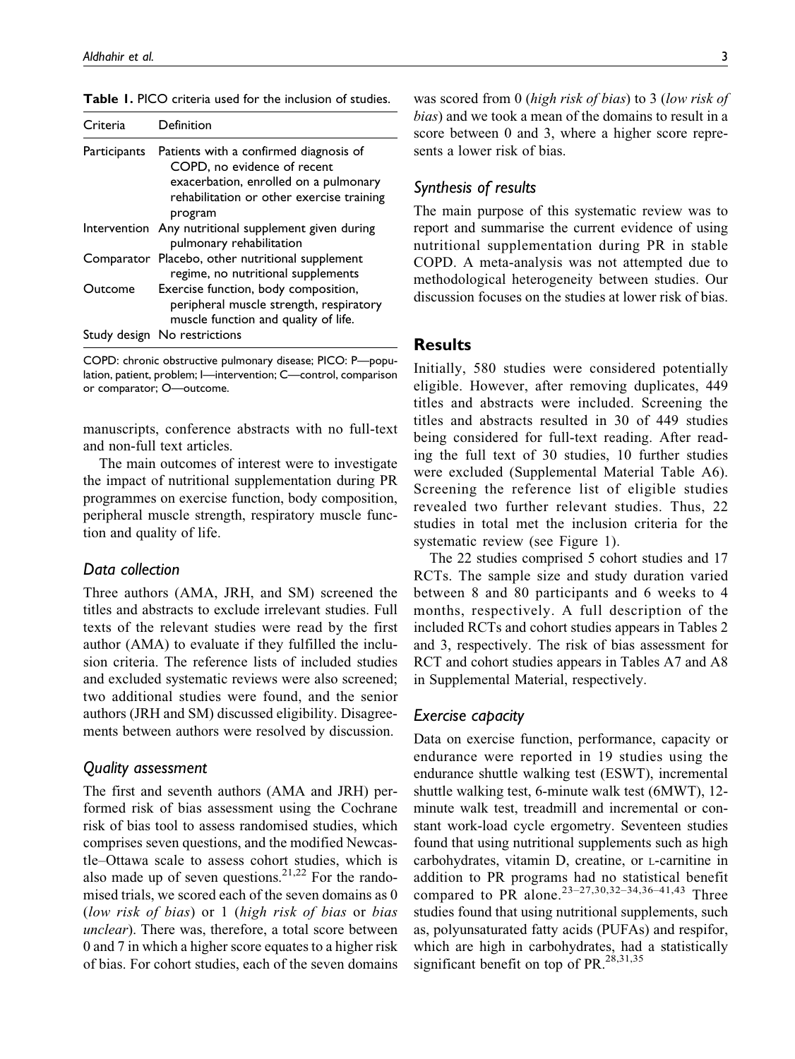**Table 1.** PICO criteria used for the inclusion of studies.

| Criteria | Definition |
| --- | --- |
| Participants | Patients with a confirmed diagnosis of COPD, no evidence of recent exacerbation, enrolled on a pulmonary rehabilitation or other exercise training program |
| Intervention | Any nutritional supplement given during pulmonary rehabilitation |
| Comparator | Placebo, other nutritional supplement regime, no nutritional supplements |
| Outcome | Exercise function, body composition, peripheral muscle strength, respiratory muscle function and quality of life. |
| Study design | No restrictions |

COPD: chronic obstructive pulmonary disease; PICO: P—population, patient, problem; I—intervention; C—control, comparison or comparator; O—outcome.

manuscripts, conference abstracts with no full-text and non-full text articles.

The main outcomes of interest were to investigate the impact of nutritional supplementation during PR programmes on exercise function, body composition, peripheral muscle strength, respiratory muscle function and quality of life.

### Data collection

Three authors (AMA, JRH, and SM) screened the titles and abstracts to exclude irrelevant studies. Full texts of the relevant studies were read by the first author (AMA) to evaluate if they fulfilled the inclusion criteria. The reference lists of included studies and excluded systematic reviews were also screened; two additional studies were found, and the senior authors (JRH and SM) discussed eligibility. Disagreements between authors were resolved by discussion.

### Quality assessment

The first and seventh authors (AMA and JRH) performed risk of bias assessment using the Cochrane risk of bias tool to assess randomised studies, which comprises seven questions, and the modified Newcastle–Ottawa scale to assess cohort studies, which is also made up of seven questions.[21,22] For the randomised trials, we scored each of the seven domains as 0 (*low risk of bias*) or 1 (*high risk of bias* or *bias unclear*). There was, therefore, a total score between 0 and 7 in which a higher score equates to a higher risk of bias. For cohort studies, each of the seven domains was scored from 0 (*high risk of bias*) to 3 (*low risk of bias*) and we took a mean of the domains to result in a score between 0 and 3, where a higher score represents a lower risk of bias.

### Synthesis of results

The main purpose of this systematic review was to report and summarise the current evidence of using nutritional supplementation during PR in stable COPD. A meta-analysis was not attempted due to methodological heterogeneity between studies. Our discussion focuses on the studies at lower risk of bias.

## Results

Initially, 580 studies were considered potentially eligible. However, after removing duplicates, 449 titles and abstracts were included. Screening the titles and abstracts resulted in 30 of 449 studies being considered for full-text reading. After reading the full text of 30 studies, 10 further studies were excluded (Supplemental Material Table A6). Screening the reference list of eligible studies revealed two further relevant studies. Thus, 22 studies in total met the inclusion criteria for the systematic review (see Figure 1).

The 22 studies comprised 5 cohort studies and 17 RCTs. The sample size and study duration varied between 8 and 80 participants and 6 weeks to 4 months, respectively. A full description of the included RCTs and cohort studies appears in Tables 2 and 3, respectively. The risk of bias assessment for RCT and cohort studies appears in Tables A7 and A8 in Supplemental Material, respectively.

### Exercise capacity

Data on exercise function, performance, capacity or endurance were reported in 19 studies using the endurance shuttle walking test (ESWT), incremental shuttle walking test, 6-minute walk test (6MWT), 12-minute walk test, treadmill and incremental or constant work-load cycle ergometry. Seventeen studies found that using nutritional supplements such as high carbohydrates, vitamin D, creatine, or L-carnitine in addition to PR programs had no statistical benefit compared to PR alone.[23–27,30,32–34,36–41,43] Three studies found that using nutritional supplements, such as, polyunsaturated fatty acids (PUFAs) and respifor, which are high in carbohydrates, had a statistically significant benefit on top of PR.[28,31,35]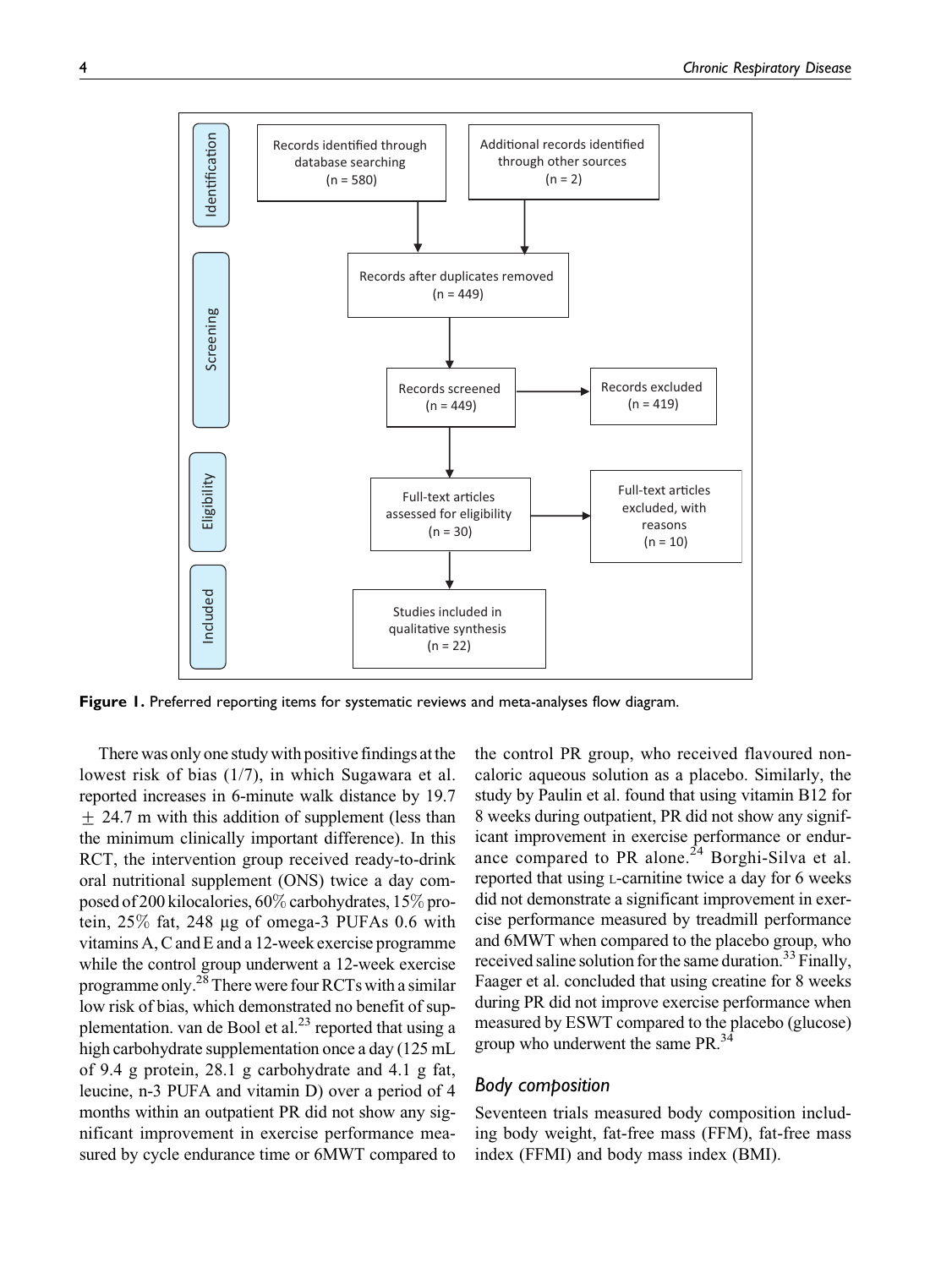Figure 1. Preferred reporting items for systematic reviews and meta-analyses flow diagram.

There was only one study with positive findings at the lowest risk of bias (1/7), in which Sugawara et al. reported increases in 6-minute walk distance by 19.7 ± 24.7 m with this addition of supplement (less than the minimum clinically important difference). In this RCT, the intervention group received ready-to-drink oral nutritional supplement (ONS) twice a day composed of 200 kilocalories, 60% carbohydrates, 15% protein, 25% fat, 248 µg of omega-3 PUFAs 0.6 with vitamins A, C and E and a 12-week exercise programme while the control group underwent a 12-week exercise programme only.[28] There were four RCTs with a similar low risk of bias, which demonstrated no benefit of supplementation. van de Bool et al.[23] reported that using a high carbohydrate supplementation once a day (125 mL of 9.4 g protein, 28.1 g carbohydrate and 4.1 g fat, leucine, n-3 PUFA and vitamin D) over a period of 4 months within an outpatient PR did not show any significant improvement in exercise performance measured by cycle endurance time or 6MWT compared to the control PR group, who received flavoured non-caloric aqueous solution as a placebo. Similarly, the study by Paulin et al. found that using vitamin B12 for 8 weeks during outpatient, PR did not show any significant improvement in exercise performance or endurance compared to PR alone.[24] Borghi-Silva et al. reported that using L-carnitine twice a day for 6 weeks did not demonstrate a significant improvement in exercise performance measured by treadmill performance and 6MWT when compared to the placebo group, who received saline solution for the same duration.[33] Finally, Faager et al. concluded that using creatine for 8 weeks during PR did not improve exercise performance when measured by ESWT compared to the placebo (glucose) group who underwent the same PR.[34]

### Body composition

Seventeen trials measured body composition including body weight, fat-free mass (FFM), fat-free mass index (FFMI) and body mass index (BMI).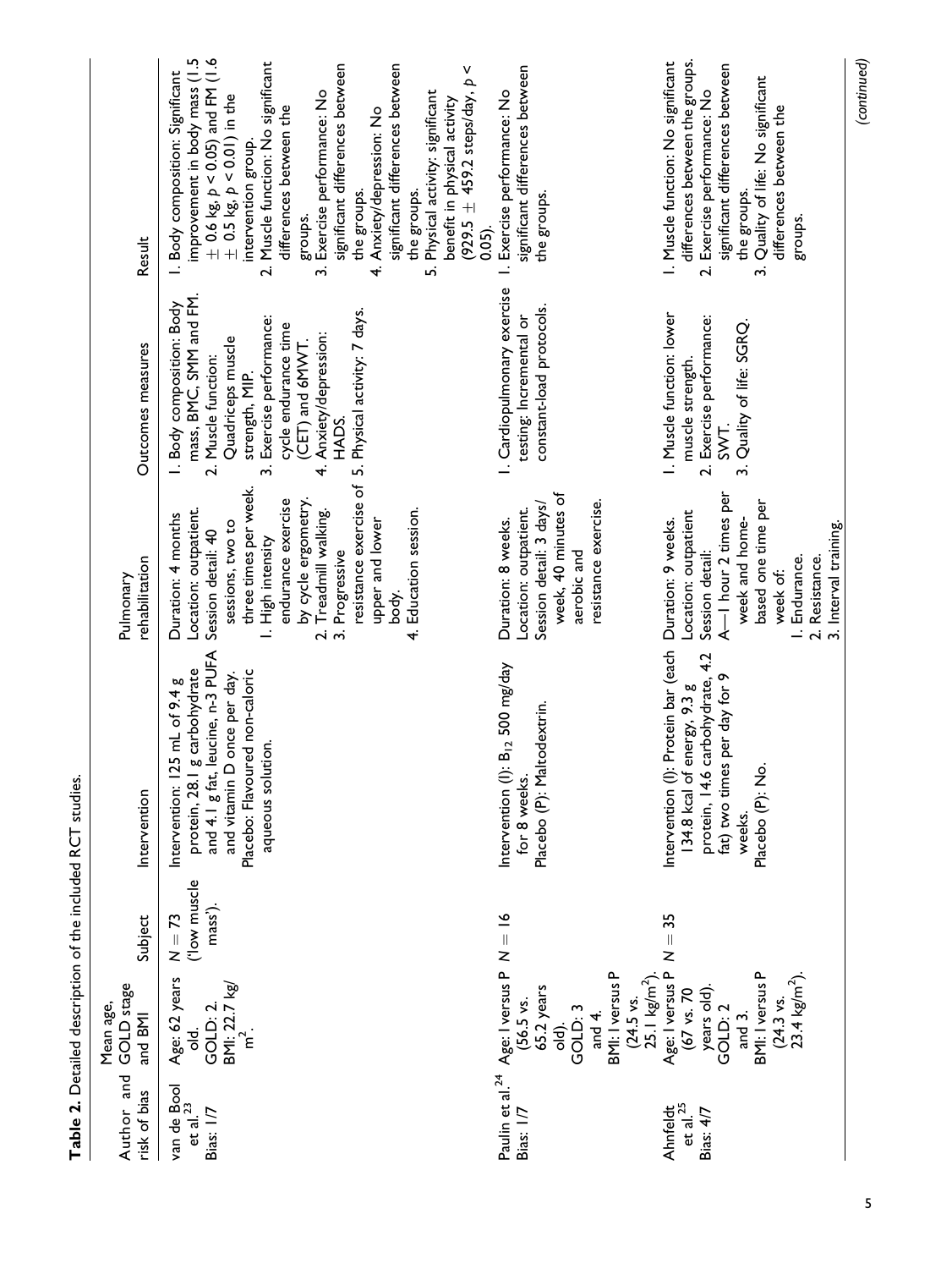**Table 2.** Detailed description of the included RCT studies.

| Author and risk of bias | Mean age, GOLD stage and BMI | Subject | Intervention | Pulmonary rehabilitation | Outcomes measures | Result |
|---|---|---|---|---|---|---|
| van de Bool et al.[23] Bias: 1/7 | Age: 62 years old. GOLD: 2. BMI: 22.7 kg/m$^2$. | $N = 73$ ('low muscle mass'). | Intervention: 125 mL of 9.4 g protein, 28.1 g carbohydrate and 4.1 g fat, leucine, n-3 PUFA and vitamin D once per day. Placebo: Flavoured non-caloric aqueous solution. | Duration: 4 months Location: outpatient. Session detail: 40 sessions, two to three times per week. 1. High intensity endurance exercise by cycle ergometry. 2. Treadmill walking. 3. Progressive resistance exercise of upper and lower body. 4. Education session. | 1. Body composition: Body mass, BMC, SMM and FM. 2. Muscle function: Quadriceps muscle strength, MIP. 3. Exercise performance: cycle endurance time (CET) and 6MWT. 4. Anxiety/depression: HADS. 5. Physical activity: 7 days. | 1. Body composition: Significant improvement in body mass (1.5 ± 0.6 kg, $p < 0.05$) and FM (1.6 ± 0.5 kg, $p < 0.01$) in the intervention group. 2. Muscle function: No significant differences between the groups. 3. Exercise performance: No significant differences between the groups. 4. Anxiety/depression: No significant differences between the groups. 5. Physical activity: significant benefit in physical activity (929.5 ± 459.2 steps/day, $p < 0.05$). |
| Paulin et al.[24] Bias: 1/7 | Age: I versus P (56.5 vs. 65.2 years old). GOLD: 3 and 4. BMI: I versus P (24.5 vs. 25.1 kg/m$^2$). | $N = 16$ | Intervention (I): $B_{12}$ 500 mg/day for 8 weeks. Placebo (P): Maltodextrin. | Duration: 8 weeks. Location: outpatient. Session detail: 3 days/week, 40 minutes of aerobic and resistance exercise. | 1. Cardiopulmonary exercise testing: Incremental or constant-load protocols. | 1. Exercise performance: No significant differences between the groups. |
| Ahnfeldt et al.[25] Bias: 4/7 | Age: I versus P (67 vs. 70 years old). GOLD: 2 and 3. BMI: I versus P (24.3 vs. 23.4 kg/m$^2$). | $N = 35$ | Intervention (I): Protein bar (each 134.8 kcal of energy, 9.3 g protein, 14.6 carbohydrate, 4.2 fat) two times per day for 9 weeks. Placebo (P): No. | Duration: 9 weeks. Location: outpatient Session detail: A—1 hour 2 times per week and home-based one time per week of: 1. Endurance. 2. Resistance. 3. Interval training. | 1. Muscle function: lower muscle strength. 2. Exercise performance: SWT. 3. Quality of life: SGRQ. | 1. Muscle function: No significant differences between the groups. 2. Exercise performance: No significant differences between the groups. 3. Quality of life: No significant differences between the groups. |

*(continued)*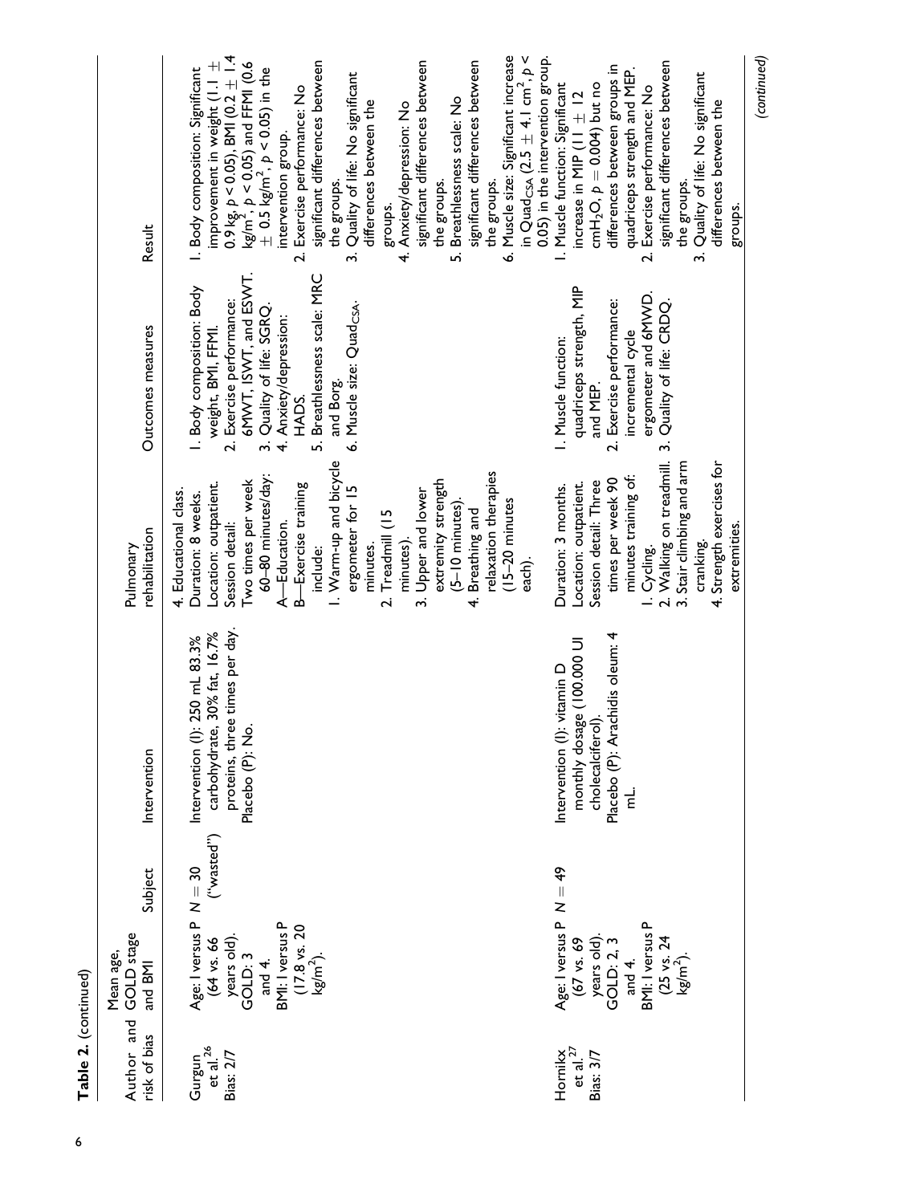**Table 2.** (continued)

| Author and risk of bias | Mean age, GOLD stage and BMI | Subject | Intervention | Pulmonary rehabilitation | Outcomes measures | Result |
|---|---|---|---|---|---|---|
| | | | | 4. Educational class. | | |
| Gurgun et al.[26] Bias: 2/7 | Age: I versus P (64 vs. 66 years old). GOLD: 3 and 4. BMI: I versus P (17.8 vs. 20 kg/m$^2$). | $N = 30$ ("wasted") | Intervention (I): 250 mL 83.3% carbohydrate, 30% fat, 16.7% proteins, three times per day. Placebo (P): No. | Duration: 8 weeks. Location: outpatient. Session detail: Two times per week 60–80 minutes/day: A—Education. B—Exercise training include: 1. Warm-up and bicycle ergometer for 15 minutes. 2. Treadmill (15 minutes). 3. Upper and lower extremity strength (5–10 minutes). 4. Breathing and relaxation therapies (15–20 minutes each). | 1. Body composition: Body weight, BMI, FFMI. 2. Exercise performance: 6MWT, ISWT, and ESWT. 3. Quality of life: SGRQ. 4. Anxiety/depression: HADS. 5. Breathlessness scale: MRC and Borg. 6. Muscle size: $Quad_{CSA}$. | 1. Body composition: Significant improvement in weight (1.1 ± 0.9 kg, $p < 0.05$), BMI (0.2 ± 1.4 kg/m$^2$, $p < 0.05$) and FFMI (0.6 ± 0.5 kg/m$^2$, $p < 0.05$) in the intervention group. 2. Exercise performance: No significant differences between the groups. 3. Quality of life: No significant differences between the groups. 4. Anxiety/depression: No significant differences between the groups. 5. Breathlessness scale: No significant differences between the groups. 6. Muscle size: Significant increase in $Quad_{CSA}$ (2.5 ± 4.1 cm$^2$, $p < 0.05$) in the intervention group. |
| Hornikx et al.[27] Bias: 3/7 | Age: I versus P (67 vs. 69 years old). GOLD: 2, 3 and 4. BMI: I versus P (25 vs. 24 kg/m$^2$). | $N = 49$ | Intervention (I): vitamin D monthly dosage (100.000 UI cholecalciferol). Placebo (P): Arachidis oleum: 4 mL. | Duration: 3 months. Location: outpatient. Session detail: Three times per week 90 minutes training of: 1. Cycling. 2. Walking on treadmill. 3. Stair climbing and arm cranking. 4. Strength exercises for extremities. | 1. Muscle function: quadriceps strength, MIP and MEP. 2. Exercise performance: incremental cycle ergometer and 6MWD. 3. Quality of life: CRDQ. | 1. Muscle function: Significant increase in MIP (11 ± 12 cm$H_2O$, $p = 0.004$) but no differences between groups in quadriceps strength and MEP. 2. Exercise performance: No significant differences between the groups. 3. Quality of life: No significant differences between the groups. |

(continued)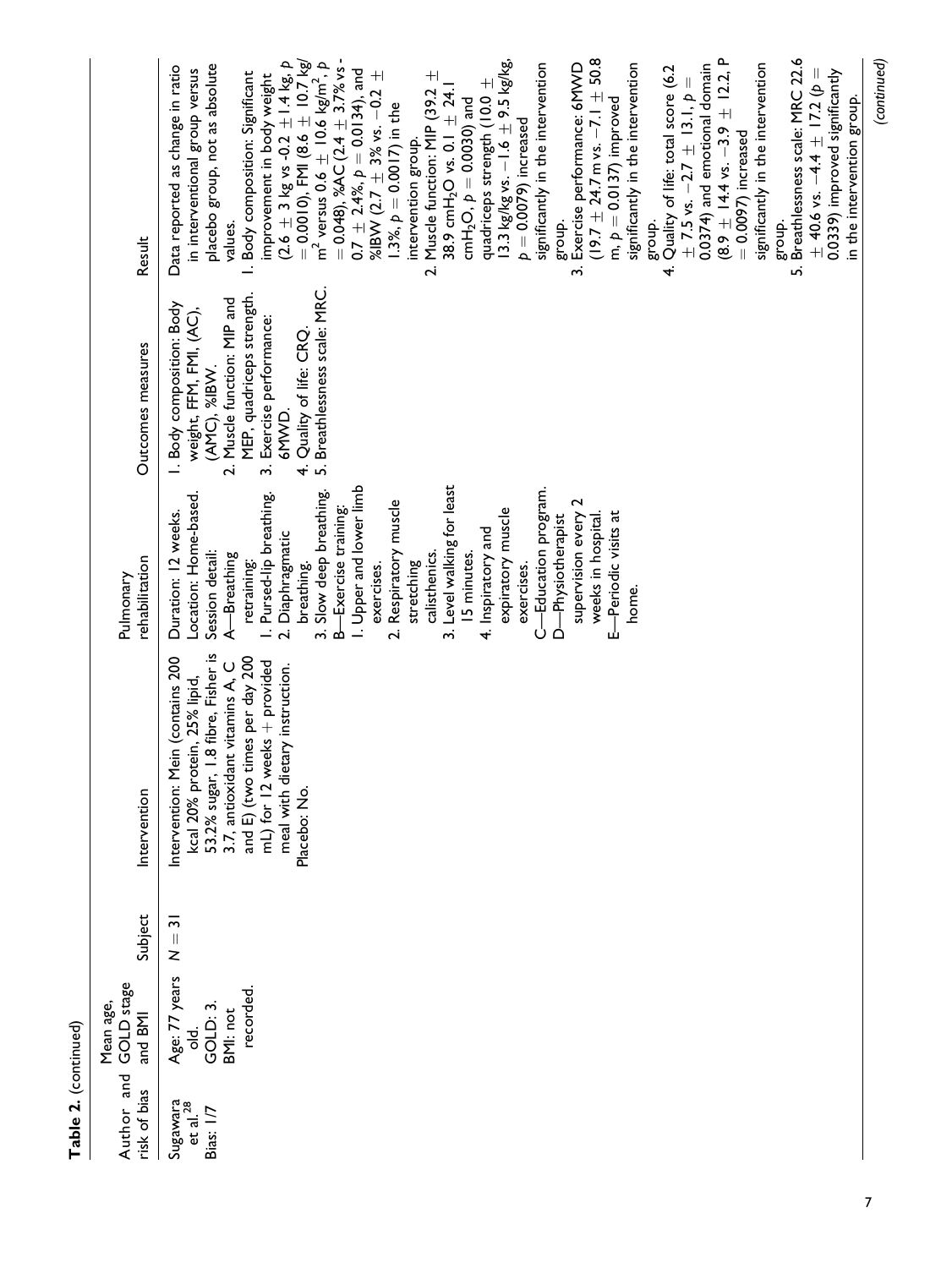**Table 2.** (continued)

| Author and risk of bias | Mean age, GOLD stage and BMI | Subject | Intervention | Pulmonary rehabilitation | Outcomes measures | Result |
|---|---|---|---|---|---|---|
| Sugawara et al.[28]<br>Bias: 1/7 | Age: 77 years old.<br>GOLD: 3.<br>BMI: not recorded. | $N = 31$ | Intervention: Mein (contains 200 kcal 20% protein, 25% lipid, 53.2% sugar, 1.8 fibre, Fisher is 3.7, antioxidant vitamins A, C and E) (two times per day 200 mL) for 12 weeks + provided meal with dietary instruction.<br>Placebo: No. | Duration: 12 weeks.<br>Location: Home-based.<br>Session detail:<br>A—Breathing retraining:<br>1. Pursed-lip breathing.<br>2. Diaphragmatic breathing.<br>3. Slow deep breathing.<br>B—Exercise training:<br>1. Upper and lower limb exercises.<br>2. Respiratory muscle stretching calisthenics.<br>3. Level walking for least 15 minutes.<br>4. Inspiratory and expiratory muscle exercises.<br>C—Education program.<br>D—Physiotherapist supervision every 2 weeks in hospital.<br>E—Periodic visits at home. | 1. Body composition: Body weight, FFM, FMI, (AC), (AMC), %IBW.<br>2. Muscle function: MIP and MEP, quadriceps strength.<br>3. Exercise performance: 6MWD.<br>4. Quality of life: CRQ.<br>5. Breathlessness scale: MRC. | Data reported as change in ratio in interventional group versus placebo group, not as absolute values.<br>1. Body composition: Significant improvement in body weight ($2.6 \pm 3$ kg vs $-0.2 \pm 1.4$ kg, $p = 0.0010$), FMI ($8.6 \pm 10.7$ kg/$m^2$ versus $0.6 \pm 10.6$ kg/$m^2$, $p = 0.048$), %AC ($2.4 \pm 3.7$% vs $0.7 \pm 2.4$%, $p = 0.0134$), and %IBW ($2.7 \pm 3$% vs. $-0.2 \pm 1.3$%, $p = 0.0017$) in the intervention group.<br>2. Muscle function: MIP ($39.2 \pm 38.9$ $cmH_2O$ vs. $0.1 \pm 24.1$ $cmH_2O$, $p = 0.0030$) and quadriceps strength ($10.0 \pm 13.3$ kg/kg vs. $-1.6 \pm 9.5$ kg/kg, $p = 0.0079$) increased significantly in the intervention group.<br>3. Exercise performance: 6MWD ($19.7 \pm 24.7$ m vs. $-7.1 \pm 50.8$ m, $p = 0.0137$) improved significantly in the intervention group.<br>4. Quality of life: total score ($6.2 \pm 7.5$ vs. $-2.7 \pm 13.1$, $p = 0.0374$) and emotional domain ($8.9 \pm 14.4$ vs. $-3.9 \pm 12.2$, $P = 0.0097$) increased significantly in the intervention group.<br>5. Breathlessness scale: MRC $22.6 \pm 40.6$ vs. $-4.4 \pm 17.2$ ($p = 0.0339$) improved significantly in the intervention group. |

(continued)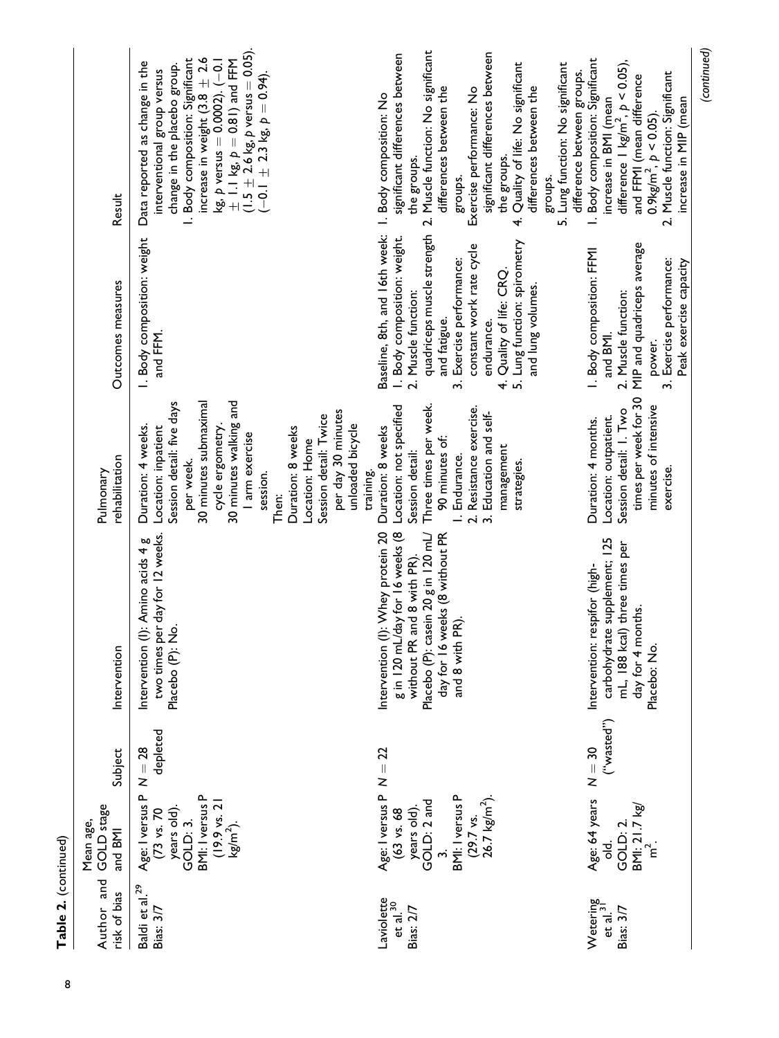**Table 2.** (continued)

| Author and risk of bias | Mean age, GOLD stage and BMI | Subject | Intervention | Pulmonary rehabilitation | Outcomes measures | Result |
|---|---|---|---|---|---|---|
| Baldi et al.[29] Bias: 3/7 | Age: I versus P (73 vs. 70 years old). GOLD: 3. BMI: I versus P (19.9 vs. 21 kg/m$^2$). | N = 28 depleted | Intervention (I): Amino acids 4 g two times per day for 12 weeks. Placebo (P): No. | Duration: 4 weeks. Location: inpatient Session detail: five days per week. 30 minutes submaximal cycle ergometry. 30 minutes walking and 1 arm exercise session. Then: Duration: 8 weeks Location: Home Session detail: Twice per day 30 minutes unloaded bicycle training. | 1. Body composition: weight and FFM. | Data reported as change in the interventional group versus change in the placebo group. 1. Body composition: Significant increase in weight (3.8 ± 2.6 kg, $p$ versus = 0.0002). (−0.1 ± 1.1 kg, $p$ = 0.81) and FFM (1.5 ± 2.6 kg, $p$ versus = 0.05). (−0.1 ± 2.3 kg, $p$ = 0.94). |
| Laviolette et al.[30] Bias: 2/7 | Age: I versus P (63 vs. 68 years old). GOLD: 2 and 3. BMI: I versus P (29.7 vs. 26.7 kg/m$^2$). | N = 22 | Intervention (I): Whey protein 20 g in 120 mL/day for 16 weeks (8 without PR and 8 with PR). Placebo (P): casein 20 g in 120 mL/day for 16 weeks (8 without PR and 8 with PR). | Duration: 8 weeks Location: not specified Session detail: Three times per week. 90 minutes of: 1. Endurance. 2. Resistance exercise. 3. Education and self-management strategies. | Baseline, 8th, and 16th week: 1. Body composition: weight. 2. Muscle function: quadriceps muscle strength and fatigue. 3. Exercise performance: constant work rate cycle endurance. 4. Quality of life: CRQ. 5. Lung function: spirometry and lung volumes. | 1. Body composition: No significant differences between the groups. 2. Muscle function: No significant differences between the groups. Exercise performance: No significant differences between the groups. 4. Quality of life: No significant differences between the groups. 5. Lung function: No significant difference between groups. |
| Wetering et al.[31] Bias: 3/7 | Age: 64 years old. GOLD: 2. BMI: 21.7 kg/m$^2$. | N = 30 ("wasted") | Intervention: respifor (high-carbohydrate supplement; 125 mL, 188 kcal) three times per day for 4 months. Placebo: No. | Duration: 4 months. Location: outpatient. Session detail: 1. Two times per week for 30 minutes of intensive exercise. | 1. Body composition: FFMI and BMI. 2. Muscle function: MIP and quadriceps average power. 3. Exercise performance: Peak exercise capacity | 1. Body composition: Significant increase in BMI (mean difference 1 kg/m$^2$, $p < 0.05$), and FFMI (mean difference 0.9kg/m$^2$, $p < 0.05$). 2. Muscle function: Significant increase in MIP (mean |

(continued)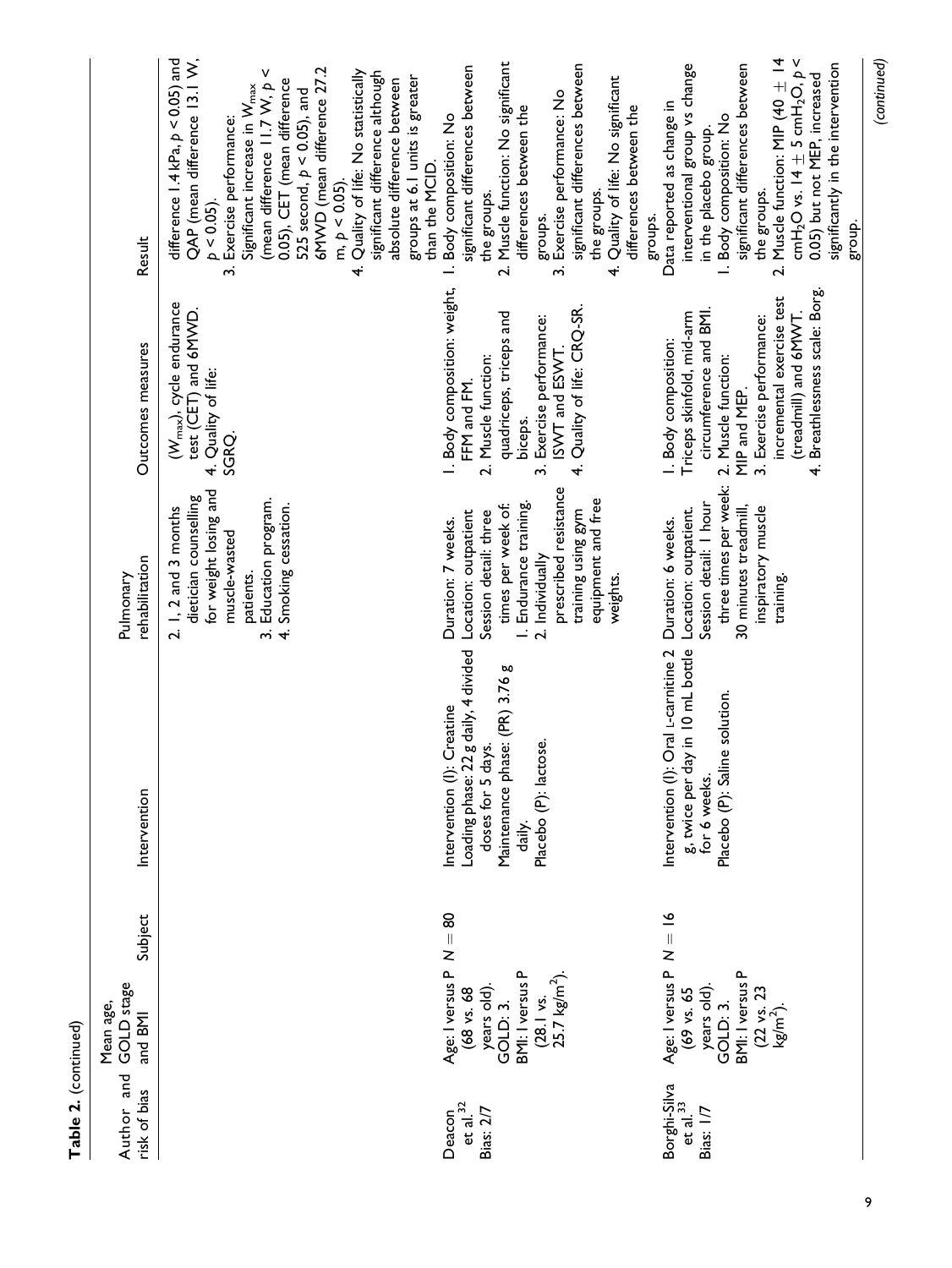**Table 2.** (continued)

| Author and risk of bias | Mean age, GOLD stage and BMI | Subject | Intervention | Pulmonary rehabilitation | Outcomes measures | Result |
|---|---|---|---|---|---|---|
| | | | | 2. 1, 2 and 3 months dietician counselling for weight losing and muscle-wasted patients. 3. Education program. 4. Smoking cessation. | ($W_{max}$), cycle endurance test (CET) and 6MWD. 4. Quality of life: SGRQ. | difference 1.4 kPa, $p < 0.05$) and QAP (mean difference 13.1 W, $p < 0.05$). 3. Exercise performance: Significant increase in $W_{max}$ (mean difference 11.7 W, $p < 0.05$), CET (mean difference 525 second, $p < 0.05$), and 6MWD (mean difference 27.2 m, $p < 0.05$). 4. Quality of life: No statistically significant difference although absolute difference between groups at 6.1 units is greater than the MCID. |
| Deacon et al.[32] Bias: 2/7 | Age: I versus P (68 vs. 68 years old). GOLD: 3. BMI: I versus P (28.1 vs. 25.7 kg/m$^2$). | N = 80 | Intervention (I): Creatine Loading phase: 22 g daily, 4 divided doses for 5 days. Maintenance phase: (PR) 3.76 g daily. Placebo (P): lactose. | Duration: 7 weeks. Location: outpatient Session detail: three times per week of: 1. Endurance training. 2. Individually prescribed resistance training using gym equipment and free weights. | 1. Body composition: weight, FFM and FM. 2. Muscle function: quadriceps, triceps and biceps. 3. Exercise performance: ISWT and ESWT. 4. Quality of life: CRQ-SR. | 1. Body composition: No significant differences between the groups. 2. Muscle function: No significant differences between the groups. 3. Exercise performance: No significant differences between the groups. 4. Quality of life: No significant differences between the groups. |
| Borghi-Silva et al.[33] Bias: 1/7 | Age: I versus P (69 vs. 65 years old). GOLD: 3. BMI: I versus P (22 vs. 23 kg/m$^2$). | N = 16 | Intervention (I): Oral L-carnitine 2 g, twice per day in 10 mL bottle for 6 weeks. Placebo (P): Saline solution. | Duration: 6 weeks. Location: outpatient. Session detail: 1 hour three times per week: 30 minutes treadmill, inspiratory muscle training. | 1. Body composition: Triceps skinfold, mid-arm circumference and BMI. 2. Muscle function: MIP and MEP. 3. Exercise performance: incremental exercise test (treadmill) and 6MWT. 4. Breathlessness scale: Borg. | Data reported as change in interventional group vs change in the placebo group. 1. Body composition: No significant differences between the groups. 2. Muscle function: MIP (40 ± 14 $cmH_2O$ vs. 14 ± 5 $cmH_2O$, $p < 0.05$) but not MEP, increased significantly in the intervention group. |

(continued)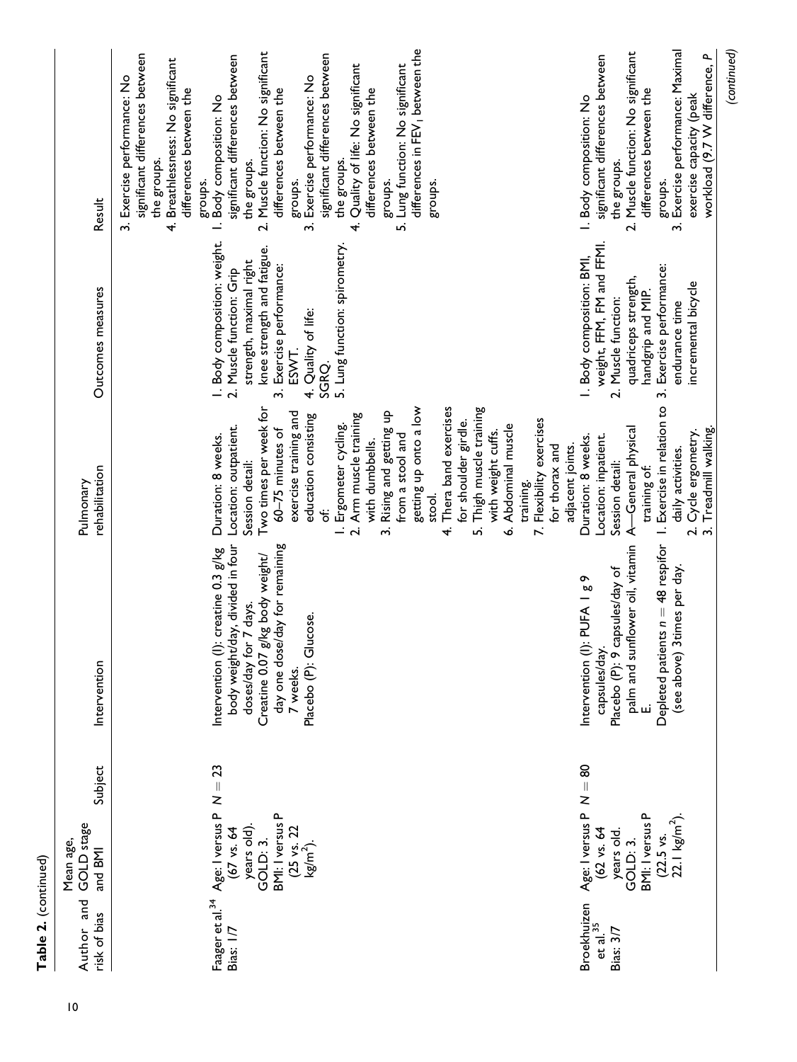**Table 2.** (continued)

| Author and risk of bias | Mean age, GOLD stage and BMI | Subject | Intervention | Pulmonary rehabilitation | Outcomes measures | Result |
|---|---|---|---|---|---|---|
| | | | | | | 3. Exercise performance: No significant differences between the groups.<br>4. Breathlessness: No significant differences between the groups. |
| Faager et al.[34]<br>Bias: 1/7 | Age: I versus P (67 vs. 64 years old).<br>GOLD: 3.<br>BMI: I versus P (25 vs. 22 kg/m²). | N = 23 | Intervention (I): creatine 0.3 g/kg body weight/day, divided in four doses/day for 7 days.<br>Creatine 0.07 g/kg body weight/day one dose/day for remaining 7 weeks.<br>Placebo (P): Glucose. | Duration: 8 weeks.<br>Location: outpatient.<br>Session detail:<br>Two times per week for 60–75 minutes of exercise training and education consisting of:<br>1. Ergometer cycling.<br>2. Arm muscle training with dumbbells.<br>3. Rising and getting up from a stool and getting up onto a low stool.<br>4. Thera band exercises for shoulder girdle.<br>5. Thigh muscle training with weight cuffs.<br>6. Abdominal muscle training.<br>7. Flexibility exercises for thorax and adjacent joints. | 1. Body composition: weight.<br>2. Muscle function: Grip strength, maximal right knee strength and fatigue.<br>3. Exercise performance: ESWT.<br>4. Quality of life: SGRQ.<br>5. Lung function: spirometry. | 1. Body composition: No significant differences between the groups.<br>2. Muscle function: No significant differences between the groups.<br>3. Exercise performance: No significant differences between the groups.<br>4. Quality of life: No significant differences between the groups.<br>5. Lung function: No significant differences in $FEV_1$ between the groups. |
| Broekhuizen et al.[35]<br>Bias: 3/7 | Age: I versus P (62 vs. 64 years old.<br>GOLD: 3.<br>BMI: I versus P (22.5 vs. 22.1 kg/m²). | N = 80 | Intervention (I): PUFA 1 g 9 capsules/day.<br>Placebo (P): 9 capsules/day of palm and sunflower oil, vitamin E.<br>Depleted patients $n = 48$ respifor (see above) 3times per day. | Duration: 8 weeks.<br>Location: inpatient.<br>Session detail:<br>A—General physical training of:<br>1. Exercise in relation to daily activities.<br>2. Cycle ergometry.<br>3. Treadmill walking. | 1. Body composition: BMI, weight, FFM, FM and FFMI.<br>2. Muscle function: quadriceps strength, handgrip and MIP.<br>3. Exercise performance: endurance time incremental bicycle | 1. Body composition: No significant differences between the groups.<br>2. Muscle function: No significant differences between the groups.<br>3. Exercise performance: Maximal exercise capacity (peak workload (9.7 W difference, P |

(continued)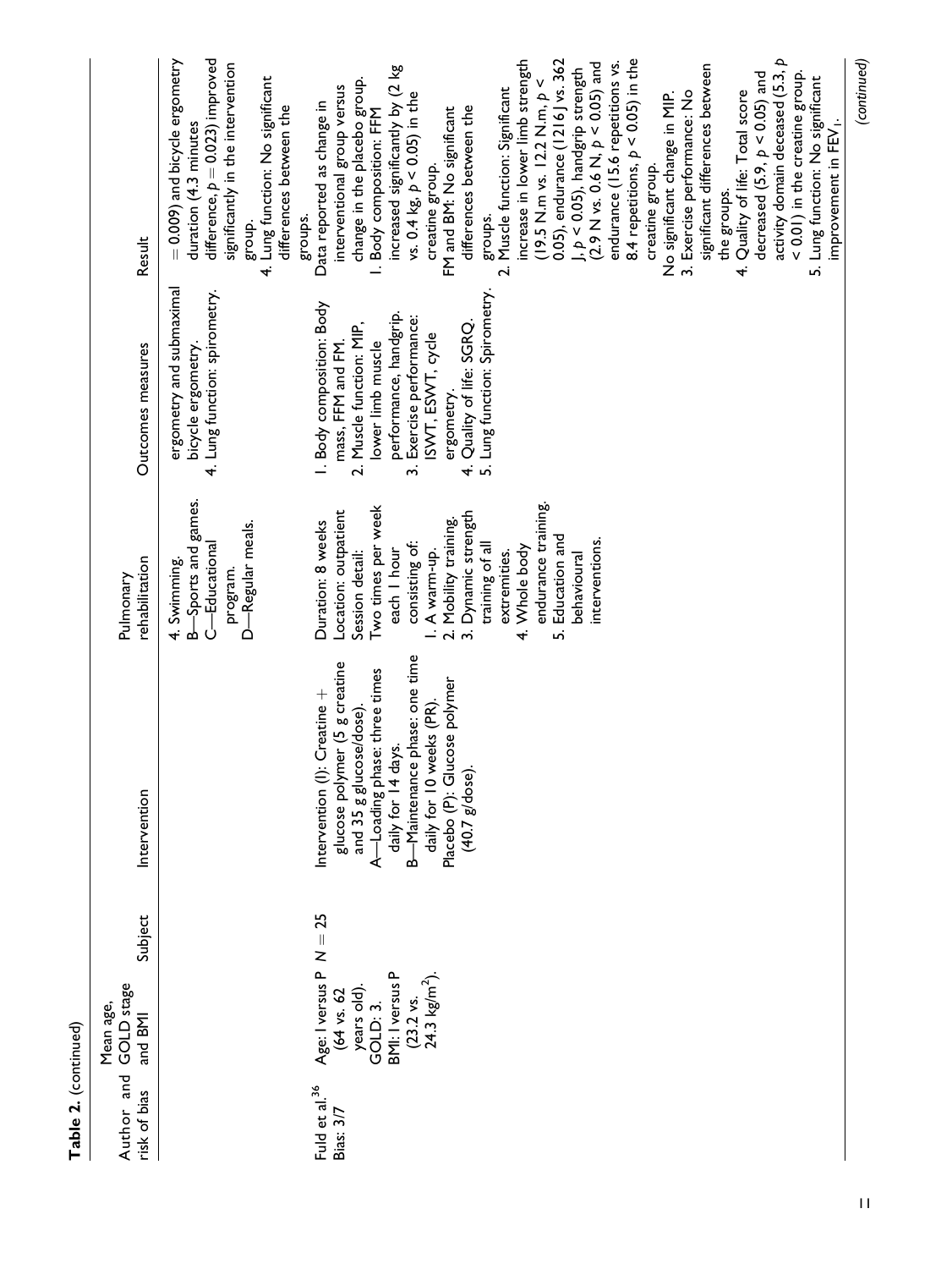**Table 2.** (continued)

| Author and risk of bias | Mean age, GOLD stage and BMI | Subject | Intervention | Pulmonary rehabilitation | Outcomes measures | Result |
|---|---|---|---|---|---|---|
| | | | | 4. Swimming.<br>B—Sports and games.<br>C—Educational program.<br>D—Regular meals. | ergometry and submaximal bicycle ergometry.<br>4. Lung function: spirometry. | = 0.009) and bicycle ergometry duration (4.3 minutes difference, $p = 0.023$) improved significantly in the intervention group.<br>4. Lung function: No significant differences between the groups. |
| Fuld et al.[36]<br>Bias: 3/7 | Age: I versus P (64 vs. 62 years old).<br>GOLD: 3.<br>BMI: I versus P (23.2 vs. 24.3 kg/m$^2$). | N = 25 | Intervention (I): Creatine + glucose polymer (5 g creatine and 35 g glucose/dose).<br>A—Loading phase: three times daily for 14 days.<br>B—Maintenance phase: one time daily for 10 weeks (PR).<br>Placebo (P): Glucose polymer (40.7 g/dose). | Duration: 8 weeks<br>Location: outpatient<br>Session detail:<br>Two times per week each 1 hour consisting of:<br>1. A warm-up.<br>2. Mobility training.<br>3. Dynamic strength training of all extremities.<br>4. Whole body endurance training.<br>5. Education and behavioural interventions. | 1. Body composition: Body mass, FFM and FM.<br>2. Muscle function: MIP, lower limb muscle performance, handgrip.<br>3. Exercise performance: ISWT, ESWT, cycle ergometry.<br>4. Quality of life: SGRQ.<br>5. Lung function: Spirometry. | Data reported as change in interventional group versus change in the placebo group.<br>1. Body composition: FFM increased significantly by (2 kg vs. 0.4 kg, $p < 0.05$) in the creatine group.<br>FM and BM: No significant differences between the groups.<br>2. Muscle function: Significant increase in lower limb strength (19.5 N.m vs. 12.2 N.m, $p < 0.05$), endurance (1216 J vs. 362 J, $p < 0.05$), handgrip strength (2.9 N vs. 0.6 N, $p < 0.05$) and endurance (15.6 repetitions vs. 8.4 repetitions, $p < 0.05$) in the creatine group.<br>No significant change in MIP.<br>3. Exercise performance: No significant differences between the groups.<br>4. Quality of life: Total score decreased (5.9, $p < 0.05$) and activity domain deceased (5.3, $p < 0.01$) in the creatine group.<br>5. Lung function: No significant improvement in $FEV_1$. |

(continued)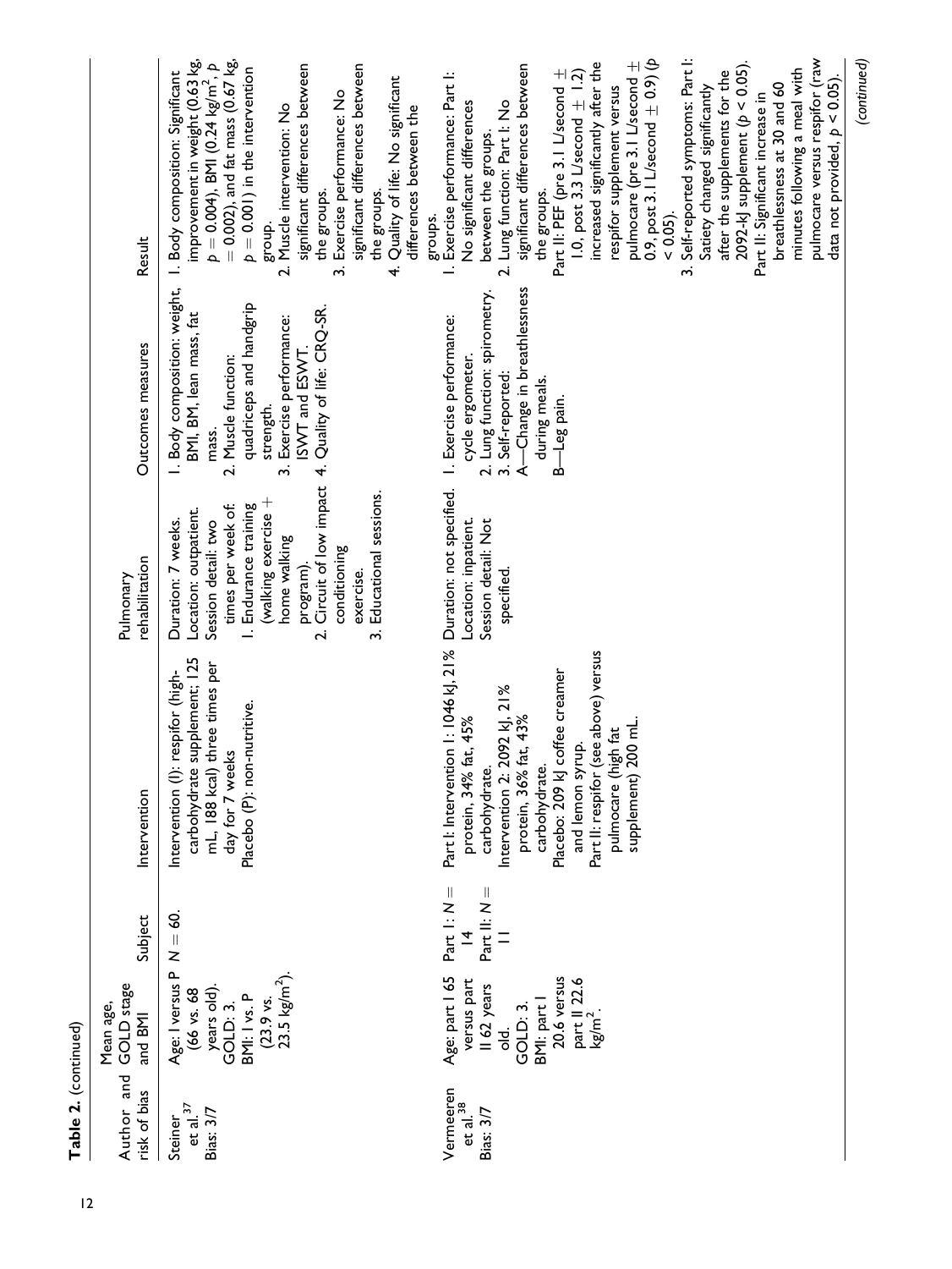**Table 2.** (continued)

| Author and risk of bias | Mean age, GOLD stage and BMI | Subject | Intervention | Pulmonary rehabilitation | Outcomes measures | Result |
|---|---|---|---|---|---|---|
| Steiner et al.[37] Bias: 3/7 | Age: I versus P (66 vs. 68 years old). GOLD: 3. BMI: I vs. P (23.9 vs. 23.5 kg/m$^2$). | $N = 60$. | Intervention (I): respifor (high-carbohydrate supplement; 125 mL, 188 kcal) three times per day for 7 weeks Placebo (P): non-nutritive. | Duration: 7 weeks. Location: outpatient. Session detail: two times per week of: 1. Endurance training (walking exercise + home walking program). 2. Circuit of low impact conditioning exercise. 3. Educational sessions. | 1. Body composition: weight, BMI, BM, lean mass, fat mass. 2. Muscle function: quadriceps and handgrip strength. 3. Exercise performance: ISWT and ESWT. 4. Quality of life: CRQ-SR. | 1. Body composition: Significant improvement in weight (0.63 kg, $p = 0.004$), BMI (0.24 kg/m$^2$, $p = 0.002$), and fat mass (0.67 kg, $p = 0.001$) in the intervention group. 2. Muscle intervention: No significant differences between the groups. 3. Exercise performance: No significant differences between the groups. 4. Quality of life: No significant differences between the groups. |
| Vermeeren et al.[38] Bias: 3/7 | Age: part I 65 versus part II 62 years old. GOLD: 3. BMI: part I 20.6 versus part II 22.6 kg/m$^2$. | Part I: $N = 14$ Part II: $N = 11$ | Part I: Intervention 1: 1046 kJ, 21% protein, 34% fat, 45% carbohydrate. Intervention 2: 2092 kJ, 21% protein, 36% fat, 43% carbohydrate. Placebo: 209 kJ coffee creamer and lemon syrup. Part II: respifor (see above) versus pulmocare (high fat supplement) 200 mL. | Duration: not specified. Location: inpatient. Session detail: Not specified. | 1. Exercise performance: cycle ergometer. 2. Lung function: spirometry. 3. Self-reported: A—Change in breathlessness during meals. B—Leg pain. | 1. Exercise performance: Part I: No significant differences between the groups. 2. Lung function: Part I: No significant differences between the groups. Part II: PEF (pre 3.1 L/second ± 1.0, post 3.3 L/second ± 1.2) increased significantly after the respifor supplement versus pulmocare (pre 3.1 L/second ± 0.9, post 3.1 L/second ± 0.9) ($p < 0.05$). 3. Self-reported symptoms: Part I: Satiety changed significantly after the supplements for the 2092-kJ supplement ($p < 0.05$). Part II: Significant increase in breathlessness at 30 and 60 minutes following a meal with pulmocare versus respifor (raw data not provided, $p < 0.05$). |

(continued)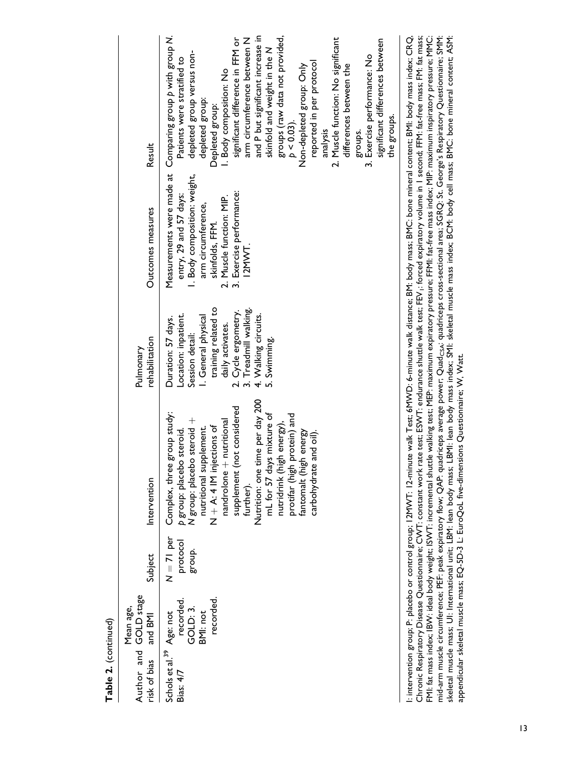**Table 2.** (continued)

| Author and risk of bias | Mean age, GOLD stage and BMI | Subject | Intervention | Pulmonary rehabilitation | Outcomes measures | Result |
|---|---|---|---|---|---|---|
| Schols et al.[39] Bias: 4/7 | Age: not recorded. GOLD: 3. BMI: not recorded. | $N = 71$ per protocol group. | Complex, three group study: *p* group: placebo steroid. *N* group: placebo steroid + nutritional supplement. N + A: 4 IM injections of nandrolone + nutritional supplement (not considered further). Nutrition: one time per day 200 mL for 57 days mixture of nutridrink (high energy), protifar (high protein) and fantomalt (high energy carbohydrate and oil). | Duration: 57 days. Location: inpatient. Session detail: 1. General physical training related to daily activates. 2. Cycle ergometry. 3. Treadmill walking. 4. Walking circuits. 5. Swimming. | Measurements were made at entry, 29 and 57 days: 1. Body composition: weight, arm circumference, skinfolds, FFM. 2. Muscle function: MIP. 3. Exercise performance: 12MWT. | Comparing group *p* with group *N*. Patients were stratified to depleted group versus non-depleted group: Depleted group: 1. Body composition: No significant difference in FFM or arm circumference between N and P but significant increase in skinfold and weight in the *N* groups (raw data not provided, $p < 0.03$). Non-depleted group: Only reported in per protocol analysis 2. Muscle function: No significant differences between the groups. 3. Exercise performance: No significant differences between the groups. |

I: intervention group; P: placebo or control group; 12MWT: 12-minute walk Test; 6MWD: 6-minute walk distance; BM: body mass; BMC: bone mineral content; BMI: body mass index; CRQ: Chronic Respiratory Disease Questionnaire; CWT: constant work rate test; ESWT: endurance shuttle walk test; $FEV_1$: forced expiratory volume in 1 second; FFM: fat-free mass; FM: fat mass; FMI: fat mass index; IBW: ideal body weight; ISWT: incremental shuttle walking test; MEP: maximum expiratory pressure; FFMI: fat-free mass index; MIP: maximum inspiratory pressure; MMC: mid-arm muscle circumference; PEF: peak expiratory flow; QAP: quadriceps average power; $Quad_{CSA}$: quadriceps cross-sectional area; SGRQ: St. George's Respiratory Questionnaire; SMM: skeletal muscle mass; UI: International unit; LBM: lean body mass; LBMI: lean body mass index; SMI: skeletal muscle mass index; BCM: body cell mass; BMC: bone mineral content; ASM: appendicular skeletal muscle mass; EQ-5D-3 L: EuroQoL five-dimensions Questionnaire; W, Watt.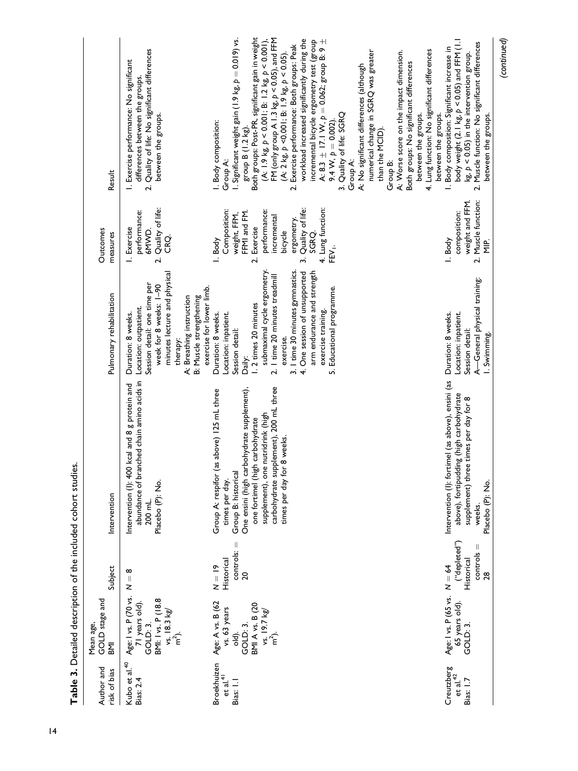**Table 3.** Detailed description of the included cohort studies.

| Author and risk of bias | Mean age, GOLD stage and BMI | Subject | Intervention | Pulmonary rehabilitation | Outcomes measures | Result |
|---|---|---|---|---|---|---|
| Kubo et al.[40] Bias: 2.4 | Age: I vs. P (70 vs. 71 years old). GOLD: 3. BMI: I vs. P (18.8 vs. 18.3 kg/m$^2$). | N = 8 | Intervention (I): 400 kcal and 8 g protein and abundance of branched chain amino acids in 200 mL. Placebo (P): No. | Duration: 8 weeks. Location: outpatient. Session detail: one time per week for 8 weeks: 1–90 minutes lecture and physical therapy: A: Breathing instruction B: Muscle strengthening exercise for lower limb. | 1. Exercise performance: 6MWD. 2. Quality of life: CRQ. | 1. Exercise performance: No significant differences between the groups. 2. Quality of life: No significant differences between the groups. |
| Broekhuizen et al.[41] Bias: 1.1 | Age: A vs. B (62 vs. 63 years old). GOLD: 3. BMI A vs. B (20 vs. 19.7 kg/m$^2$). | N = 19 Historical controls: = 20 | Group A: respifor (as above) 125 mL three times per day. Group B: historical One ensini (high carbohydrate supplement), one fortimel (high carbohydrate supplement), one nutridrink (high carbohydrate supplement), 200 mL three times per day for 8 weeks. | Duration: 8 weeks. Location: inpatient. Session detail: Daily: 1. 2 times 20 minutes submaximal cycle ergometry. 2. 1 time 20 minutes treadmill exercise. 3. 1 time 30 minutes gymnastics. 4. One session of unsupported arm endurance and strength exercise training. 5. Educational programme. | 1. Body Composition: weight, FFM, FFMI and FM. 2. Exercise performance: incremental bicycle ergometry. 3. Quality of life: SGRQ. 4. Lung function: $FEV_1$. | 1. Body composition: Group A: 1. Significant weight gain (1.9 kg, $p = 0.019$) vs. group B (1.2 kg). Both groups: Post-PR, significant gain in weight (A: 1.9 kg, $p < 0.001$; B: 1.2 kg, $p < 0.001$), FM (only group A 1.3 kg, $p < 0.05$), and FFM (A: 2 kg, $p < 0.001$; B: 1.9 kg, $p < 0.05$). 2. Exercise performance: Both groups: Peak workload increased significantly during the incremental bicycle ergometry test (group A: 8.3 ± 17.1 W, $p = 0.062$; group B: 9 ± 9.4 W, $p = 0.002$). 3. Quality of life: SGRQ Group A: A: No significant differences (although numerical change in SGRQ was greater than the MCID). Group B: A: Worse score on the impact dimension. Both groups: No significant differences between the groups. 4. Lung function: No significant differences between the groups. |
| Creutzberg et al.[42] Bias: 1.7 | Age: I vs. P (65 vs. 65 years old). GOLD: 3. | N = 64 ("depleted") Historical controls = 28 | Intervention (I): fortimel (as above), ensini (as above), fortipudding (high carbohydrate supplement) three times per day for 8 weeks. Placebo (P): No. | Duration: 8 weeks. Location: inpatient. Session detail: A—General physical training: 1. Swimming. | 1. Body composition: weight and FFM. 2. Muscle function: MIP. | 1. Body composition: Significant increase in body weight (2.1 kg, $p < 0.05$) and FFM (1.1 kg, $p < 0.05$) in the intervention group. 2. Muscle function: No significant differences between the groups. |

*(continued)*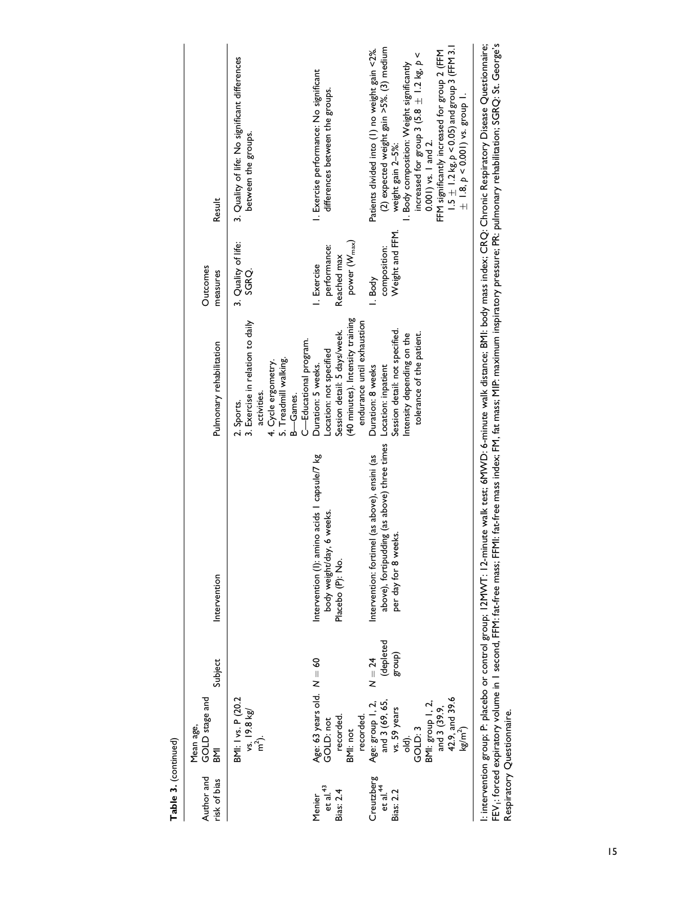**Table 3.** (continued)

| Author and risk of bias | Mean age, GOLD stage and BMI | Subject | Intervention | Pulmonary rehabilitation | Outcomes measures | Result |
|---|---|---|---|---|---|---|
| | BMI: I vs. P (20.2 vs. 19.8 kg/m²). | | | 2. Sports. 3. Exercise in relation to daily activities. 4. Cycle ergometry. 5. Treadmill walking. B—Games. C—Educational program. | 3. Quality of life: SGRQ. | 3. Quality of life: No significant differences between the groups. |
| Menier et al.[43] Bias: 2.4 | Age: 63 years old. GOLD: not recorded. BMI: not recorded. | $N = 60$ | Intervention (I): amino acids 1 capsule/7 kg body weight/day, 6 weeks. Placebo (P): No. | Duration: 5 weeks. Location: not specified Session detail: 5 days/week. (40 minutes). Intensity training endurance until exhaustion | 1. Exercise performance: Reached max power ($W_{max}$) | 1. Exercise performance: No significant differences between the groups. |
| Creutzberg et al.[44] Bias: 2.2 | Age: group 1, 2, and 3 (69, 65, vs. 59 years old). GOLD: 3 BMI: group 1, 2, and 3 (39.9, 42.9, and 39.6 kg/m²) | $N = 24$ (depleted group) | Intervention: fortimel (as above), ensini (as above), fortipudding (as above) three times per day for 8 weeks. | Duration: 8 weeks Location: inpatient Session detail: not specified. Intensity depending on the tolerance of the patient. | 1. Body composition: Weight and FFM. | Patients divided into (1) no weight gain <2%. (2) expected weight gain >5%. (3) medium weight gain 2–5%: 1. Body composition: Weight significantly increased for group 3 (5.8 ± 1.2 kg, $p$ < 0.001) vs. 1 and 2. FFM significantly increased for group 2 (FFM 1.5 ± 1.2 kg, $p$ < 0.05) and group 3 (FFM 3.1 ± 1.8, $p$ < 0.001) vs. group 1. |

I: intervention group; P: placebo or control group; 12MWT: 12-minute walk test; 6MWD: 6-minute walk distance; BMI: body mass index; CRQ: Chronic Respiratory Disease Questionnaire; $FEV_1$: forced expiratory volume in 1 second, FFM: fat-free mass; FFMI: fat-free mass index; FM, fat mass; MIP: maximum inspiratory pressure; PR: pulmonary rehabilitation; SGRQ: St. George's Respiratory Questionnaire.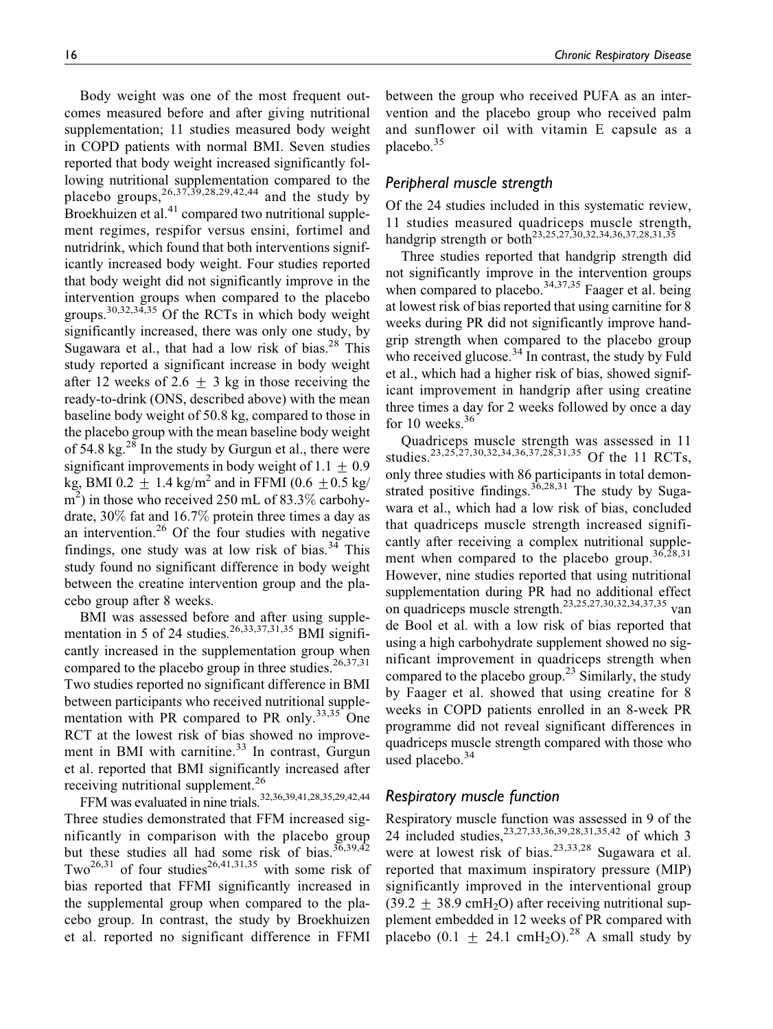Body weight was one of the most frequent outcomes measured before and after giving nutritional supplementation; 11 studies measured body weight in COPD patients with normal BMI. Seven studies reported that body weight increased significantly following nutritional supplementation compared to the placebo groups,[26,37,39,28,29,42,44] and the study by Broekhuizen et al.[41] compared two nutritional supplement regimes, respifor versus ensini, fortimel and nutridrink, which found that both interventions significantly increased body weight. Four studies reported that body weight did not significantly improve in the intervention groups when compared to the placebo groups.[30,32,34,35] Of the RCTs in which body weight significantly increased, there was only one study, by Sugawara et al., that had a low risk of bias.[28] This study reported a significant increase in body weight after 12 weeks of $2.6 \pm 3$ kg in those receiving the ready-to-drink (ONS, described above) with the mean baseline body weight of 50.8 kg, compared to those in the placebo group with the mean baseline body weight of 54.8 kg.[28] In the study by Gurgun et al., there were significant improvements in body weight of $1.1 \pm 0.9$ kg, BMI $0.2 \pm 1.4$ kg/m$^2$ and in FFMI ($0.6 \pm 0.5$ kg/m$^2$) in those who received 250 mL of 83.3% carbohydrate, 30% fat and 16.7% protein three times a day as an intervention.[26] Of the four studies with negative findings, one study was at low risk of bias.[34] This study found no significant difference in body weight between the creatine intervention group and the placebo group after 8 weeks.

BMI was assessed before and after using supplementation in 5 of 24 studies.[26,33,37,31,35] BMI significantly increased in the supplementation group when compared to the placebo group in three studies.[26,37,31] Two studies reported no significant difference in BMI between participants who received nutritional supplementation with PR compared to PR only.[33,35] One RCT at the lowest risk of bias showed no improvement in BMI with carnitine.[33] In contrast, Gurgun et al. reported that BMI significantly increased after receiving nutritional supplement.[26]

FFM was evaluated in nine trials.[32,36,39,41,28,35,29,42,44] Three studies demonstrated that FFM increased significantly in comparison with the placebo group but these studies all had some risk of bias.[36,39,42] Two[26,31] of four studies[26,41,31,35] with some risk of bias reported that FFMI significantly increased in the supplemental group when compared to the placebo group. In contrast, the study by Broekhuizen et al. reported no significant difference in FFMI between the group who received PUFA as an intervention and the placebo group who received palm and sunflower oil with vitamin E capsule as a placebo.[35]

### *Peripheral muscle strength*

Of the 24 studies included in this systematic review, 11 studies measured quadriceps muscle strength, handgrip strength or both[23,25,27,30,32,34,36,37,28,31,35]

Three studies reported that handgrip strength did not significantly improve in the intervention groups when compared to placebo.[34,37,35] Faager et al. being at lowest risk of bias reported that using carnitine for 8 weeks during PR did not significantly improve handgrip strength when compared to the placebo group who received glucose.[34] In contrast, the study by Fuld et al., which had a higher risk of bias, showed significant improvement in handgrip after using creatine three times a day for 2 weeks followed by once a day for 10 weeks.[36]

Quadriceps muscle strength was assessed in 11 studies.[23,25,27,30,32,34,36,37,28,31,35] Of the 11 RCTs, only three studies with 86 participants in total demonstrated positive findings.[36,28,31] The study by Sugawara et al., which had a low risk of bias, concluded that quadriceps muscle strength increased significantly after receiving a complex nutritional supplement when compared to the placebo group.[36,28,31] However, nine studies reported that using nutritional supplementation during PR had no additional effect on quadriceps muscle strength.[23,25,27,30,32,34,37,35] van de Bool et al. with a low risk of bias reported that using a high carbohydrate supplement showed no significant improvement in quadriceps strength when compared to the placebo group.[23] Similarly, the study by Faager et al. showed that using creatine for 8 weeks in COPD patients enrolled in an 8-week PR programme did not reveal significant differences in quadriceps muscle strength compared with those who used placebo.[34]

### *Respiratory muscle function*

Respiratory muscle function was assessed in 9 of the 24 included studies,[23,27,33,36,39,28,31,35,42] of which 3 were at lowest risk of bias.[23,33,28] Sugawara et al. reported that maximum inspiratory pressure (MIP) significantly improved in the interventional group ($39.2 \pm 38.9$ cm$H_2O$) after receiving nutritional supplement embedded in 12 weeks of PR compared with placebo ($0.1 \pm 24.1$ cm$H_2O$).[28] A small study by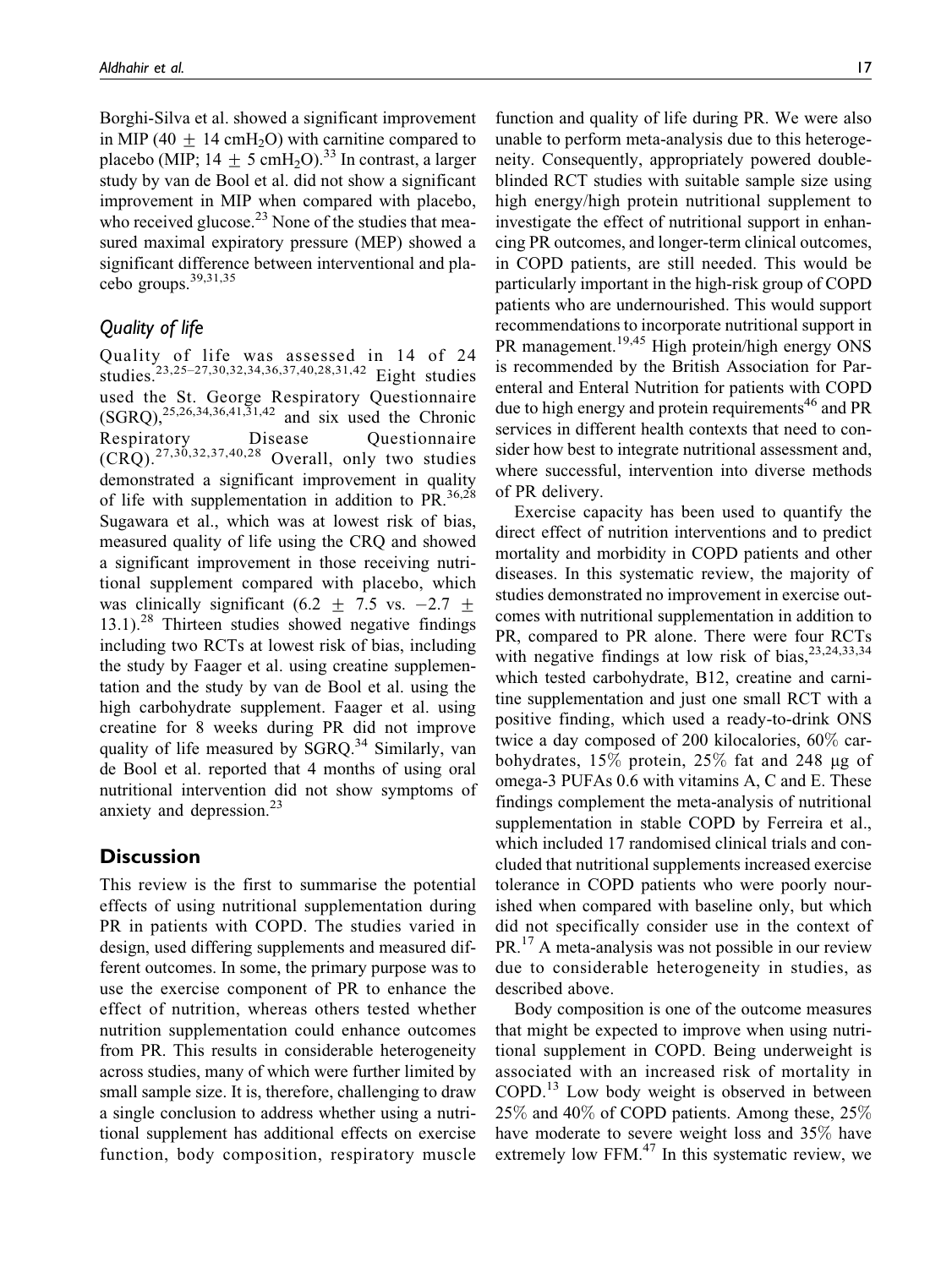Borghi-Silva et al. showed a significant improvement in MIP ($40 \pm 14$ cm$H_2O$) with carnitine compared to placebo (MIP; $14 \pm 5$ cm$H_2O$).[33] In contrast, a larger study by van de Bool et al. did not show a significant improvement in MIP when compared with placebo, who received glucose.[23] None of the studies that measured maximal expiratory pressure (MEP) showed a significant difference between interventional and placebo groups.[39,31,35]

### Quality of life

Quality of life was assessed in 14 of 24 studies.[23,25–27,30,32,34,36,37,40,28,31,42] Eight studies used the St. George Respiratory Questionnaire (SGRQ),[25,26,34,36,41,31,42] and six used the Chronic Respiratory Disease Questionnaire (CRQ).[27,30,32,37,40,28] Overall, only two studies demonstrated a significant improvement in quality of life with supplementation in addition to PR.[36,28] Sugawara et al., which was at lowest risk of bias, measured quality of life using the CRQ and showed a significant improvement in those receiving nutritional supplement compared with placebo, which was clinically significant ($6.2 \pm 7.5$ vs. $-2.7 \pm 13.1$).[28] Thirteen studies showed negative findings including two RCTs at lowest risk of bias, including the study by Faager et al. using creatine supplementation and the study by van de Bool et al. using the high carbohydrate supplement. Faager et al. using creatine for 8 weeks during PR did not improve quality of life measured by SGRQ.[34] Similarly, van de Bool et al. reported that 4 months of using oral nutritional intervention did not show symptoms of anxiety and depression.[23]

## Discussion

This review is the first to summarise the potential effects of using nutritional supplementation during PR in patients with COPD. The studies varied in design, used differing supplements and measured different outcomes. In some, the primary purpose was to use the exercise component of PR to enhance the effect of nutrition, whereas others tested whether nutrition supplementation could enhance outcomes from PR. This results in considerable heterogeneity across studies, many of which were further limited by small sample size. It is, therefore, challenging to draw a single conclusion to address whether using a nutritional supplement has additional effects on exercise function, body composition, respiratory muscle function and quality of life during PR. We were also unable to perform meta-analysis due to this heterogeneity. Consequently, appropriately powered double-blinded RCT studies with suitable sample size using high energy/high protein nutritional supplement to investigate the effect of nutritional support in enhancing PR outcomes, and longer-term clinical outcomes, in COPD patients, are still needed. This would be particularly important in the high-risk group of COPD patients who are undernourished. This would support recommendations to incorporate nutritional support in PR management.[19,45] High protein/high energy ONS is recommended by the British Association for Parenteral and Enteral Nutrition for patients with COPD due to high energy and protein requirements[46] and PR services in different health contexts that need to consider how best to integrate nutritional assessment and, where successful, intervention into diverse methods of PR delivery.

Exercise capacity has been used to quantify the direct effect of nutrition interventions and to predict mortality and morbidity in COPD patients and other diseases. In this systematic review, the majority of studies demonstrated no improvement in exercise outcomes with nutritional supplementation in addition to PR, compared to PR alone. There were four RCTs with negative findings at low risk of bias,[23,24,33,34] which tested carbohydrate, B12, creatine and carnitine supplementation and just one small RCT with a positive finding, which used a ready-to-drink ONS twice a day composed of 200 kilocalories, 60% carbohydrates, 15% protein, 25% fat and 248 μg of omega-3 PUFAs 0.6 with vitamins A, C and E. These findings complement the meta-analysis of nutritional supplementation in stable COPD by Ferreira et al., which included 17 randomised clinical trials and concluded that nutritional supplements increased exercise tolerance in COPD patients who were poorly nourished when compared with baseline only, but which did not specifically consider use in the context of PR.[17] A meta-analysis was not possible in our review due to considerable heterogeneity in studies, as described above.

Body composition is one of the outcome measures that might be expected to improve when using nutritional supplement in COPD. Being underweight is associated with an increased risk of mortality in COPD.[13] Low body weight is observed in between 25% and 40% of COPD patients. Among these, 25% have moderate to severe weight loss and 35% have extremely low FFM.[47] In this systematic review, we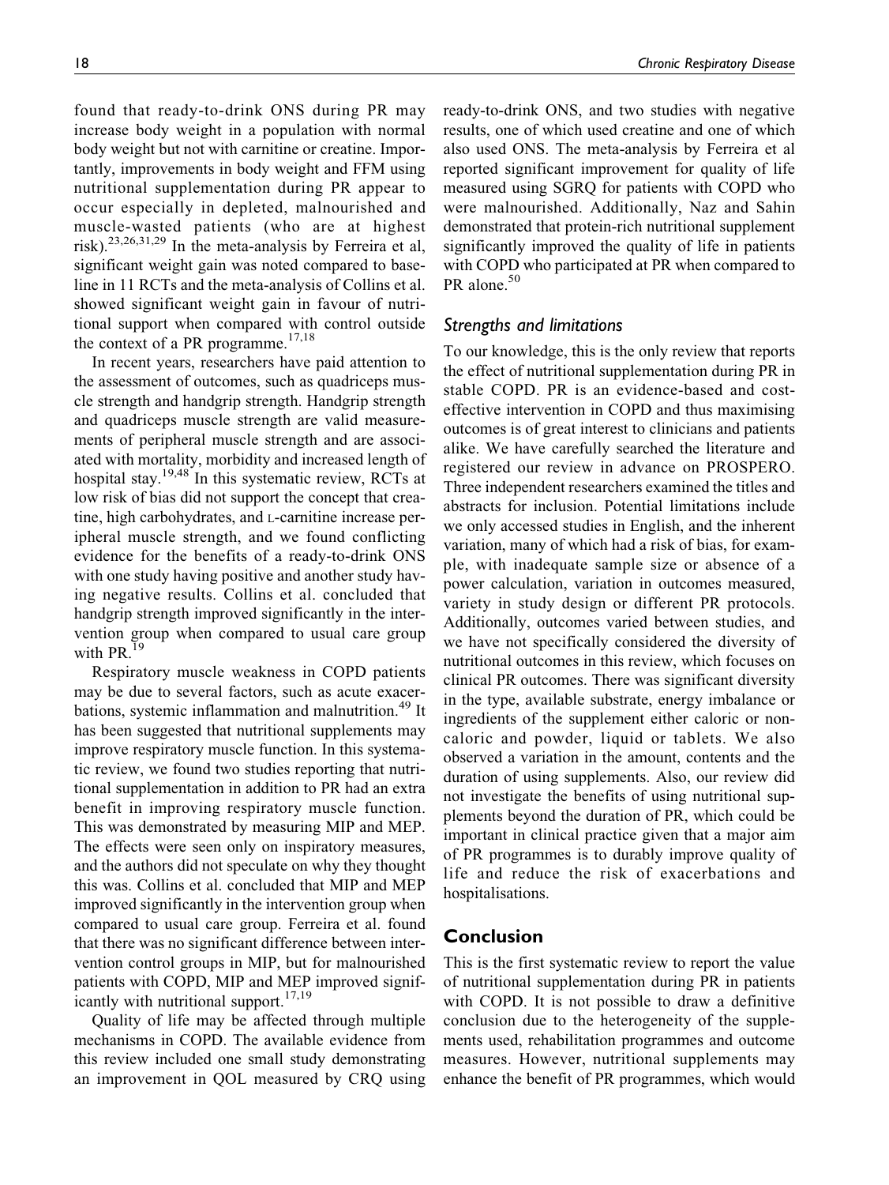found that ready-to-drink ONS during PR may increase body weight in a population with normal body weight but not with carnitine or creatine. Importantly, improvements in body weight and FFM using nutritional supplementation during PR appear to occur especially in depleted, malnourished and muscle-wasted patients (who are at highest risk).[23,26,31,29] In the meta-analysis by Ferreira et al, significant weight gain was noted compared to baseline in 11 RCTs and the meta-analysis of Collins et al. showed significant weight gain in favour of nutritional support when compared with control outside the context of a PR programme.[17,18]

In recent years, researchers have paid attention to the assessment of outcomes, such as quadriceps muscle strength and handgrip strength. Handgrip strength and quadriceps muscle strength are valid measurements of peripheral muscle strength and are associated with mortality, morbidity and increased length of hospital stay.[19,48] In this systematic review, RCTs at low risk of bias did not support the concept that creatine, high carbohydrates, and L-carnitine increase peripheral muscle strength, and we found conflicting evidence for the benefits of a ready-to-drink ONS with one study having positive and another study having negative results. Collins et al. concluded that handgrip strength improved significantly in the intervention group when compared to usual care group with PR.[19]

Respiratory muscle weakness in COPD patients may be due to several factors, such as acute exacerbations, systemic inflammation and malnutrition.[49] It has been suggested that nutritional supplements may improve respiratory muscle function. In this systematic review, we found two studies reporting that nutritional supplementation in addition to PR had an extra benefit in improving respiratory muscle function. This was demonstrated by measuring MIP and MEP. The effects were seen only on inspiratory measures, and the authors did not speculate on why they thought this was. Collins et al. concluded that MIP and MEP improved significantly in the intervention group when compared to usual care group. Ferreira et al. found that there was no significant difference between intervention control groups in MIP, but for malnourished patients with COPD, MIP and MEP improved significantly with nutritional support.[17,19]

Quality of life may be affected through multiple mechanisms in COPD. The available evidence from this review included one small study demonstrating an improvement in QOL measured by CRQ using ready-to-drink ONS, and two studies with negative results, one of which used creatine and one of which also used ONS. The meta-analysis by Ferreira et al reported significant improvement for quality of life measured using SGRQ for patients with COPD who were malnourished. Additionally, Naz and Sahin demonstrated that protein-rich nutritional supplement significantly improved the quality of life in patients with COPD who participated at PR when compared to PR alone.[50]

### *Strengths and limitations*

To our knowledge, this is the only review that reports the effect of nutritional supplementation during PR in stable COPD. PR is an evidence-based and cost-effective intervention in COPD and thus maximising outcomes is of great interest to clinicians and patients alike. We have carefully searched the literature and registered our review in advance on PROSPERO. Three independent researchers examined the titles and abstracts for inclusion. Potential limitations include we only accessed studies in English, and the inherent variation, many of which had a risk of bias, for example, with inadequate sample size or absence of a power calculation, variation in outcomes measured, variety in study design or different PR protocols. Additionally, outcomes varied between studies, and we have not specifically considered the diversity of nutritional outcomes in this review, which focuses on clinical PR outcomes. There was significant diversity in the type, available substrate, energy imbalance or ingredients of the supplement either caloric or non-caloric and powder, liquid or tablets. We also observed a variation in the amount, contents and the duration of using supplements. Also, our review did not investigate the benefits of using nutritional supplements beyond the duration of PR, which could be important in clinical practice given that a major aim of PR programmes is to durably improve quality of life and reduce the risk of exacerbations and hospitalisations.

## Conclusion

This is the first systematic review to report the value of nutritional supplementation during PR in patients with COPD. It is not possible to draw a definitive conclusion due to the heterogeneity of the supplements used, rehabilitation programmes and outcome measures. However, nutritional supplements may enhance the benefit of PR programmes, which would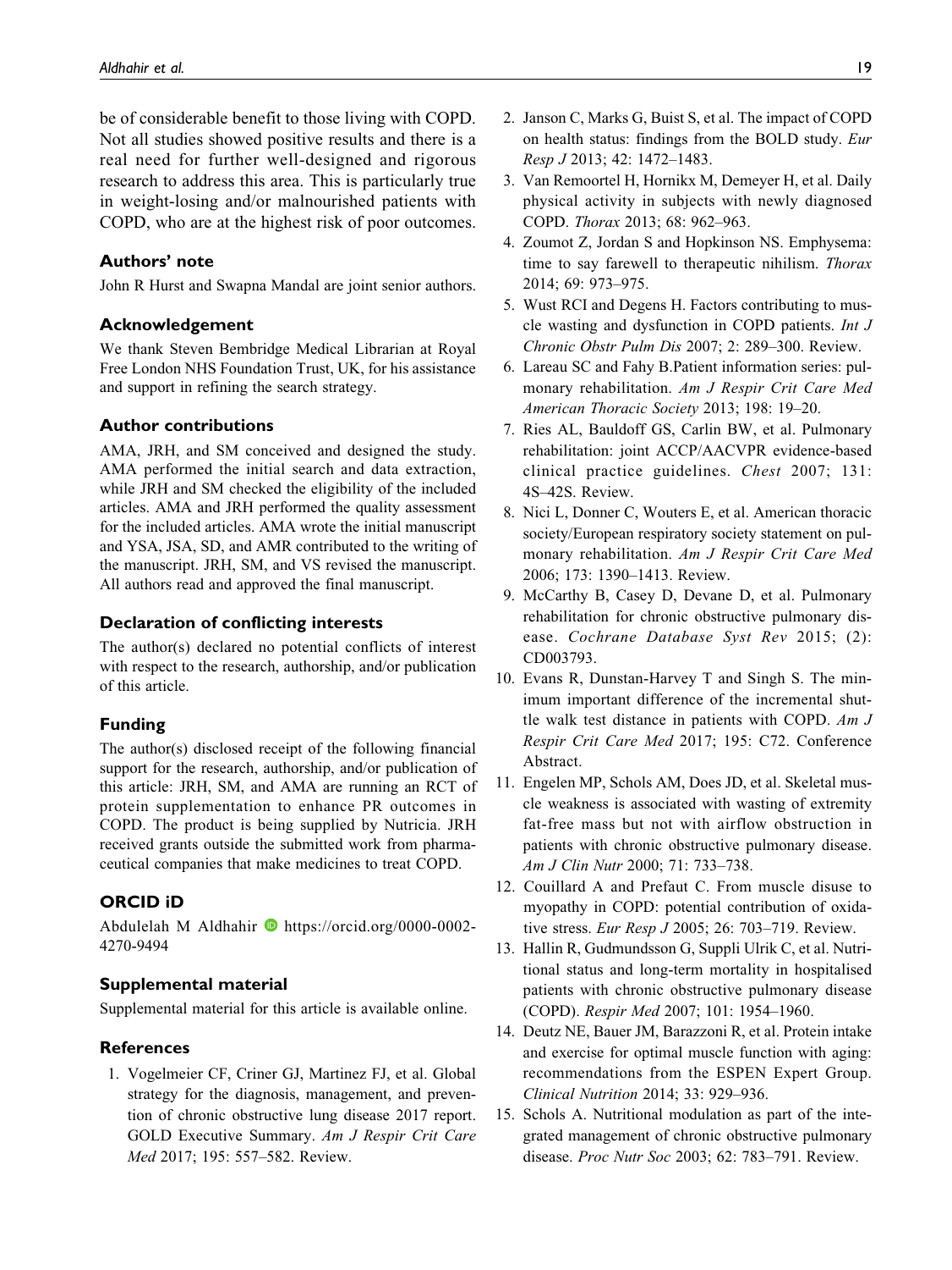be of considerable benefit to those living with COPD. Not all studies showed positive results and there is a real need for further well-designed and rigorous research to address this area. This is particularly true in weight-losing and/or malnourished patients with COPD, who are at the highest risk of poor outcomes.

## Authors' note

John R Hurst and Swapna Mandal are joint senior authors.

## Acknowledgement

We thank Steven Bembridge Medical Librarian at Royal Free London NHS Foundation Trust, UK, for his assistance and support in refining the search strategy.

## Author contributions

AMA, JRH, and SM conceived and designed the study. AMA performed the initial search and data extraction, while JRH and SM checked the eligibility of the included articles. AMA and JRH performed the quality assessment for the included articles. AMA wrote the initial manuscript and YSA, JSA, SD, and AMR contributed to the writing of the manuscript. JRH, SM, and VS revised the manuscript. All authors read and approved the final manuscript.

## Declaration of conflicting interests

The author(s) declared no potential conflicts of interest with respect to the research, authorship, and/or publication of this article.

## Funding

The author(s) disclosed receipt of the following financial support for the research, authorship, and/or publication of this article: JRH, SM, and AMA are running an RCT of protein supplementation to enhance PR outcomes in COPD. The product is being supplied by Nutricia. JRH received grants outside the submitted work from pharmaceutical companies that make medicines to treat COPD.

## ORCID iD

Abdulelah M Aldhahir https://orcid.org/0000-0002-4270-9494

## Supplemental material

Supplemental material for this article is available online.

## References

1. Vogelmeier CF, Criner GJ, Martinez FJ, et al. Global strategy for the diagnosis, management, and prevention of chronic obstructive lung disease 2017 report. GOLD Executive Summary. *Am J Respir Crit Care Med* 2017; 195: 557–582. Review.
2. Janson C, Marks G, Buist S, et al. The impact of COPD on health status: findings from the BOLD study. *Eur Resp J* 2013; 42: 1472–1483.
3. Van Remoortel H, Hornikx M, Demeyer H, et al. Daily physical activity in subjects with newly diagnosed COPD. *Thorax* 2013; 68: 962–963.
4. Zoumot Z, Jordan S and Hopkinson NS. Emphysema: time to say farewell to therapeutic nihilism. *Thorax* 2014; 69: 973–975.
5. Wust RCI and Degens H. Factors contributing to muscle wasting and dysfunction in COPD patients. *Int J Chronic Obstr Pulm Dis* 2007; 2: 289–300. Review.
6. Lareau SC and Fahy B.Patient information series: pulmonary rehabilitation. *Am J Respir Crit Care Med American Thoracic Society* 2013; 198: 19–20.
7. Ries AL, Bauldoff GS, Carlin BW, et al. Pulmonary rehabilitation: joint ACCP/AACVPR evidence-based clinical practice guidelines. *Chest* 2007; 131: 4S–42S. Review.
8. Nici L, Donner C, Wouters E, et al. American thoracic society/European respiratory society statement on pulmonary rehabilitation. *Am J Respir Crit Care Med* 2006; 173: 1390–1413. Review.
9. McCarthy B, Casey D, Devane D, et al. Pulmonary rehabilitation for chronic obstructive pulmonary disease. *Cochrane Database Syst Rev* 2015; (2): CD003793.
10. Evans R, Dunstan-Harvey T and Singh S. The minimum important difference of the incremental shuttle walk test distance in patients with COPD. *Am J Respir Crit Care Med* 2017; 195: C72. Conference Abstract.
11. Engelen MP, Schols AM, Does JD, et al. Skeletal muscle weakness is associated with wasting of extremity fat-free mass but not with airflow obstruction in patients with chronic obstructive pulmonary disease. *Am J Clin Nutr* 2000; 71: 733–738.
12. Couillard A and Prefaut C. From muscle disuse to myopathy in COPD: potential contribution of oxidative stress. *Eur Resp J* 2005; 26: 703–719. Review.
13. Hallin R, Gudmundsson G, Suppli Ulrik C, et al. Nutritional status and long-term mortality in hospitalised patients with chronic obstructive pulmonary disease (COPD). *Respir Med* 2007; 101: 1954–1960.
14. Deutz NE, Bauer JM, Barazzoni R, et al. Protein intake and exercise for optimal muscle function with aging: recommendations from the ESPEN Expert Group. *Clinical Nutrition* 2014; 33: 929–936.
15. Schols A. Nutritional modulation as part of the integrated management of chronic obstructive pulmonary disease. *Proc Nutr Soc* 2003; 62: 783–791. Review.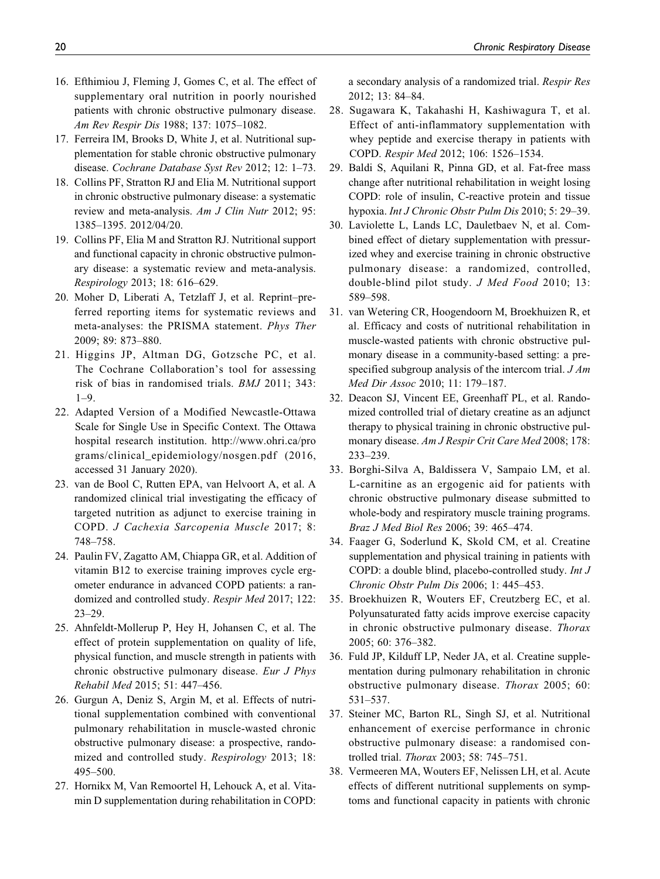16. Efthimiou J, Fleming J, Gomes C, et al. The effect of supplementary oral nutrition in poorly nourished patients with chronic obstructive pulmonary disease. *Am Rev Respir Dis* 1988; 137: 1075–1082.
17. Ferreira IM, Brooks D, White J, et al. Nutritional supplementation for stable chronic obstructive pulmonary disease. *Cochrane Database Syst Rev* 2012; 12: 1–73.
18. Collins PF, Stratton RJ and Elia M. Nutritional support in chronic obstructive pulmonary disease: a systematic review and meta-analysis. *Am J Clin Nutr* 2012; 95: 1385–1395. 2012/04/20.
19. Collins PF, Elia M and Stratton RJ. Nutritional support and functional capacity in chronic obstructive pulmonary disease: a systematic review and meta-analysis. *Respirology* 2013; 18: 616–629.
20. Moher D, Liberati A, Tetzlaff J, et al. Reprint–preferred reporting items for systematic reviews and meta-analyses: the PRISMA statement. *Phys Ther* 2009; 89: 873–880.
21. Higgins JP, Altman DG, Gotzsche PC, et al. The Cochrane Collaboration's tool for assessing risk of bias in randomised trials. *BMJ* 2011; 343: 1–9.
22. Adapted Version of a Modified Newcastle-Ottawa Scale for Single Use in Specific Context. The Ottawa hospital research institution. http://www.ohri.ca/programs/clinical_epidemiology/nosgen.pdf (2016, accessed 31 January 2020).
23. van de Bool C, Rutten EPA, van Helvoort A, et al. A randomized clinical trial investigating the efficacy of targeted nutrition as adjunct to exercise training in COPD. *J Cachexia Sarcopenia Muscle* 2017; 8: 748–758.
24. Paulin FV, Zagatto AM, Chiappa GR, et al. Addition of vitamin B12 to exercise training improves cycle ergometer endurance in advanced COPD patients: a randomized and controlled study. *Respir Med* 2017; 122: 23–29.
25. Ahnfeldt-Mollerup P, Hey H, Johansen C, et al. The effect of protein supplementation on quality of life, physical function, and muscle strength in patients with chronic obstructive pulmonary disease. *Eur J Phys Rehabil Med* 2015; 51: 447–456.
26. Gurgun A, Deniz S, Argin M, et al. Effects of nutritional supplementation combined with conventional pulmonary rehabilitation in muscle-wasted chronic obstructive pulmonary disease: a prospective, randomized and controlled study. *Respirology* 2013; 18: 495–500.
27. Hornikx M, Van Remoortel H, Lehouck A, et al. Vitamin D supplementation during rehabilitation in COPD: a secondary analysis of a randomized trial. *Respir Res* 2012; 13: 84–84.
28. Sugawara K, Takahashi H, Kashiwagura T, et al. Effect of anti-inflammatory supplementation with whey peptide and exercise therapy in patients with COPD. *Respir Med* 2012; 106: 1526–1534.
29. Baldi S, Aquilani R, Pinna GD, et al. Fat-free mass change after nutritional rehabilitation in weight losing COPD: role of insulin, C-reactive protein and tissue hypoxia. *Int J Chronic Obstr Pulm Dis* 2010; 5: 29–39.
30. Laviolette L, Lands LC, Dauletbaev N, et al. Combined effect of dietary supplementation with pressurized whey and exercise training in chronic obstructive pulmonary disease: a randomized, controlled, double-blind pilot study. *J Med Food* 2010; 13: 589–598.
31. van Wetering CR, Hoogendoorn M, Broekhuizen R, et al. Efficacy and costs of nutritional rehabilitation in muscle-wasted patients with chronic obstructive pulmonary disease in a community-based setting: a prespecified subgroup analysis of the intercom trial. *J Am Med Dir Assoc* 2010; 11: 179–187.
32. Deacon SJ, Vincent EE, Greenhaff PL, et al. Randomized controlled trial of dietary creatine as an adjunct therapy to physical training in chronic obstructive pulmonary disease. *Am J Respir Crit Care Med* 2008; 178: 233–239.
33. Borghi-Silva A, Baldissera V, Sampaio LM, et al. L-carnitine as an ergogenic aid for patients with chronic obstructive pulmonary disease submitted to whole-body and respiratory muscle training programs. *Braz J Med Biol Res* 2006; 39: 465–474.
34. Faager G, Soderlund K, Skold CM, et al. Creatine supplementation and physical training in patients with COPD: a double blind, placebo-controlled study. *Int J Chronic Obstr Pulm Dis* 2006; 1: 445–453.
35. Broekhuizen R, Wouters EF, Creutzberg EC, et al. Polyunsaturated fatty acids improve exercise capacity in chronic obstructive pulmonary disease. *Thorax* 2005; 60: 376–382.
36. Fuld JP, Kilduff LP, Neder JA, et al. Creatine supplementation during pulmonary rehabilitation in chronic obstructive pulmonary disease. *Thorax* 2005; 60: 531–537.
37. Steiner MC, Barton RL, Singh SJ, et al. Nutritional enhancement of exercise performance in chronic obstructive pulmonary disease: a randomised controlled trial. *Thorax* 2003; 58: 745–751.
38. Vermeeren MA, Wouters EF, Nelissen LH, et al. Acute effects of different nutritional supplements on symptoms and functional capacity in patients with chronic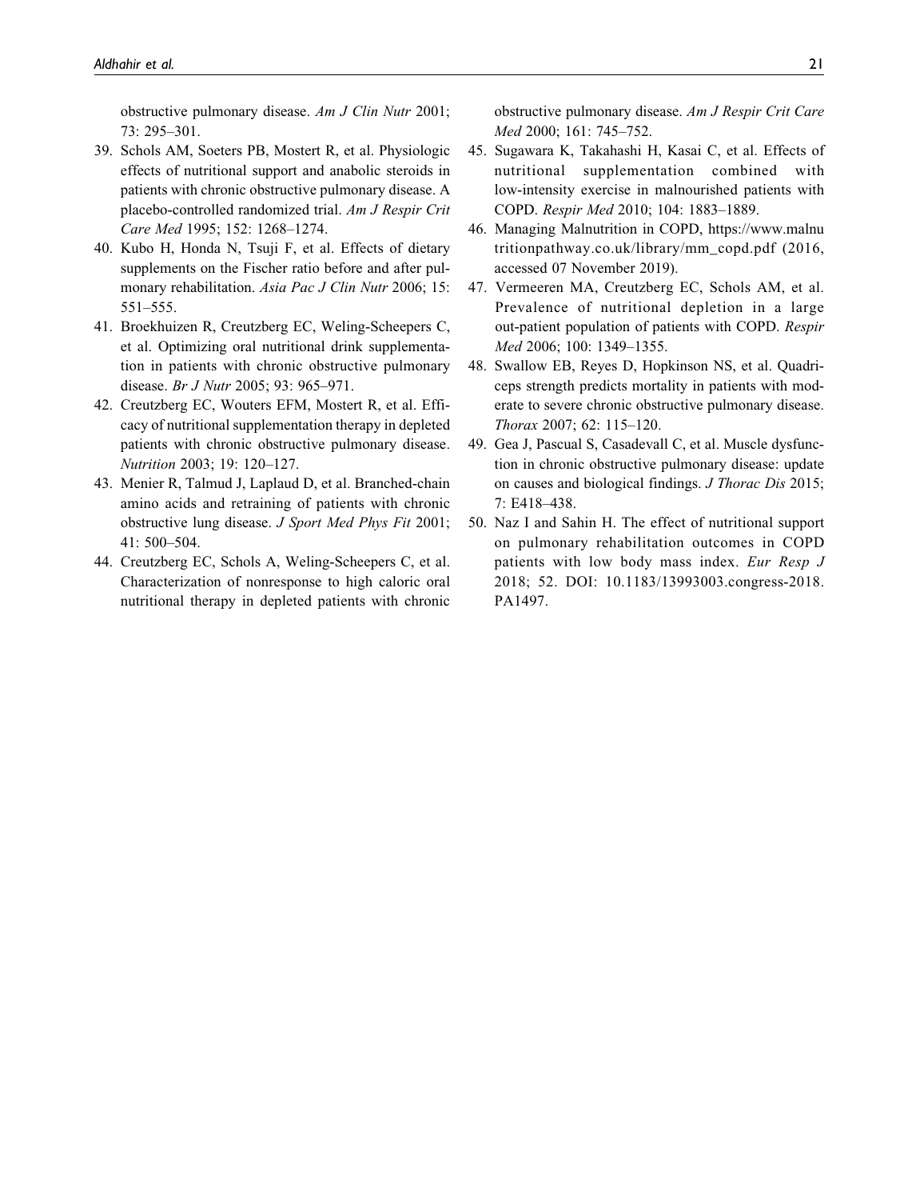obstructive pulmonary disease. *Am J Clin Nutr* 2001; 73: 295–301.

39. Schols AM, Soeters PB, Mostert R, et al. Physiologic effects of nutritional support and anabolic steroids in patients with chronic obstructive pulmonary disease. A placebo-controlled randomized trial. *Am J Respir Crit Care Med* 1995; 152: 1268–1274.
40. Kubo H, Honda N, Tsuji F, et al. Effects of dietary supplements on the Fischer ratio before and after pulmonary rehabilitation. *Asia Pac J Clin Nutr* 2006; 15: 551–555.
41. Broekhuizen R, Creutzberg EC, Weling-Scheepers C, et al. Optimizing oral nutritional drink supplementation in patients with chronic obstructive pulmonary disease. *Br J Nutr* 2005; 93: 965–971.
42. Creutzberg EC, Wouters EFM, Mostert R, et al. Efficacy of nutritional supplementation therapy in depleted patients with chronic obstructive pulmonary disease. *Nutrition* 2003; 19: 120–127.
43. Menier R, Talmud J, Laplaud D, et al. Branched-chain amino acids and retraining of patients with chronic obstructive lung disease. *J Sport Med Phys Fit* 2001; 41: 500–504.
44. Creutzberg EC, Schols A, Weling-Scheepers C, et al. Characterization of nonresponse to high caloric oral nutritional therapy in depleted patients with chronic obstructive pulmonary disease. *Am J Respir Crit Care Med* 2000; 161: 745–752.
45. Sugawara K, Takahashi H, Kasai C, et al. Effects of nutritional supplementation combined with low-intensity exercise in malnourished patients with COPD. *Respir Med* 2010; 104: 1883–1889.
46. Managing Malnutrition in COPD, https://www.malnutritionpathway.co.uk/library/mm_copd.pdf (2016, accessed 07 November 2019).
47. Vermeeren MA, Creutzberg EC, Schols AM, et al. Prevalence of nutritional depletion in a large out-patient population of patients with COPD. *Respir Med* 2006; 100: 1349–1355.
48. Swallow EB, Reyes D, Hopkinson NS, et al. Quadriceps strength predicts mortality in patients with moderate to severe chronic obstructive pulmonary disease. *Thorax* 2007; 62: 115–120.
49. Gea J, Pascual S, Casadevall C, et al. Muscle dysfunction in chronic obstructive pulmonary disease: update on causes and biological findings. *J Thorac Dis* 2015; 7: E418–438.
50. Naz I and Sahin H. The effect of nutritional support on pulmonary rehabilitation outcomes in COPD patients with low body mass index. *Eur Resp J* 2018; 52. DOI: 10.1183/13993003.congress-2018.PA1497.